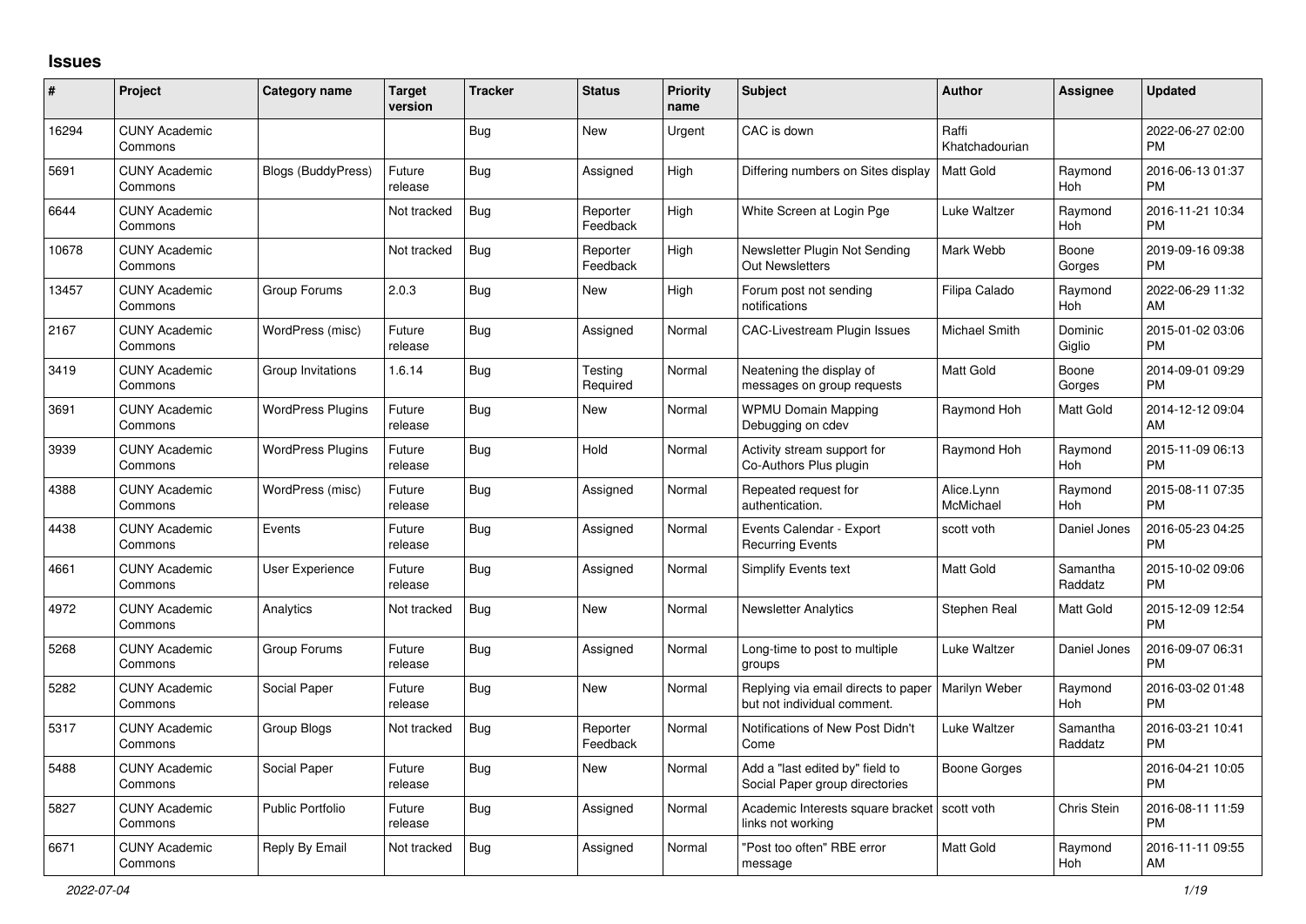# Issues

| # | Project | Category name | Target version | Tracker | Status | Priority name | Subject | Author | Assignee | Updated |
|---|---|---|---|---|---|---|---|---|---|---|
| 16294 | CUNY Academic Commons | | | Bug | New | Urgent | CAC is down | Raffi Khatchadourian | | 2022-06-27 02:00 PM |
| 5691 | CUNY Academic Commons | Blogs (BuddyPress) | Future release | Bug | Assigned | High | Differing numbers on Sites display | Matt Gold | Raymond Hoh | 2016-06-13 01:37 PM |
| 6644 | CUNY Academic Commons | | Not tracked | Bug | Reporter Feedback | High | White Screen at Login Pge | Luke Waltzer | Raymond Hoh | 2016-11-21 10:34 PM |
| 10678 | CUNY Academic Commons | | Not tracked | Bug | Reporter Feedback | High | Newsletter Plugin Not Sending Out Newsletters | Mark Webb | Boone Gorges | 2019-09-16 09:38 PM |
| 13457 | CUNY Academic Commons | Group Forums | 2.0.3 | Bug | New | High | Forum post not sending notifications | Filipa Calado | Raymond Hoh | 2022-06-29 11:32 AM |
| 2167 | CUNY Academic Commons | WordPress (misc) | Future release | Bug | Assigned | Normal | CAC-Livestream Plugin Issues | Michael Smith | Dominic Giglio | 2015-01-02 03:06 PM |
| 3419 | CUNY Academic Commons | Group Invitations | 1.6.14 | Bug | Testing Required | Normal | Neatening the display of messages on group requests | Matt Gold | Boone Gorges | 2014-09-01 09:29 PM |
| 3691 | CUNY Academic Commons | WordPress Plugins | Future release | Bug | New | Normal | WPMU Domain Mapping Debugging on cdev | Raymond Hoh | Matt Gold | 2014-12-12 09:04 AM |
| 3939 | CUNY Academic Commons | WordPress Plugins | Future release | Bug | Hold | Normal | Activity stream support for Co-Authors Plus plugin | Raymond Hoh | Raymond Hoh | 2015-11-09 06:13 PM |
| 4388 | CUNY Academic Commons | WordPress (misc) | Future release | Bug | Assigned | Normal | Repeated request for authentication. | Alice.Lynn McMichael | Raymond Hoh | 2015-08-11 07:35 PM |
| 4438 | CUNY Academic Commons | Events | Future release | Bug | Assigned | Normal | Events Calendar - Export Recurring Events | scott voth | Daniel Jones | 2016-05-23 04:25 PM |
| 4661 | CUNY Academic Commons | User Experience | Future release | Bug | Assigned | Normal | Simplify Events text | Matt Gold | Samantha Raddatz | 2015-10-02 09:06 PM |
| 4972 | CUNY Academic Commons | Analytics | Not tracked | Bug | New | Normal | Newsletter Analytics | Stephen Real | Matt Gold | 2015-12-09 12:54 PM |
| 5268 | CUNY Academic Commons | Group Forums | Future release | Bug | Assigned | Normal | Long-time to post to multiple groups | Luke Waltzer | Daniel Jones | 2016-09-07 06:31 PM |
| 5282 | CUNY Academic Commons | Social Paper | Future release | Bug | New | Normal | Replying via email directs to paper but not individual comment. | Marilyn Weber | Raymond Hoh | 2016-03-02 01:48 PM |
| 5317 | CUNY Academic Commons | Group Blogs | Not tracked | Bug | Reporter Feedback | Normal | Notifications of New Post Didn't Come | Luke Waltzer | Samantha Raddatz | 2016-03-21 10:41 PM |
| 5488 | CUNY Academic Commons | Social Paper | Future release | Bug | New | Normal | Add a "last edited by" field to Social Paper group directories | Boone Gorges | | 2016-04-21 10:05 PM |
| 5827 | CUNY Academic Commons | Public Portfolio | Future release | Bug | Assigned | Normal | Academic Interests square bracket links not working | scott voth | Chris Stein | 2016-08-11 11:59 PM |
| 6671 | CUNY Academic Commons | Reply By Email | Not tracked | Bug | Assigned | Normal | "Post too often" RBE error message | Matt Gold | Raymond Hoh | 2016-11-11 09:55 AM |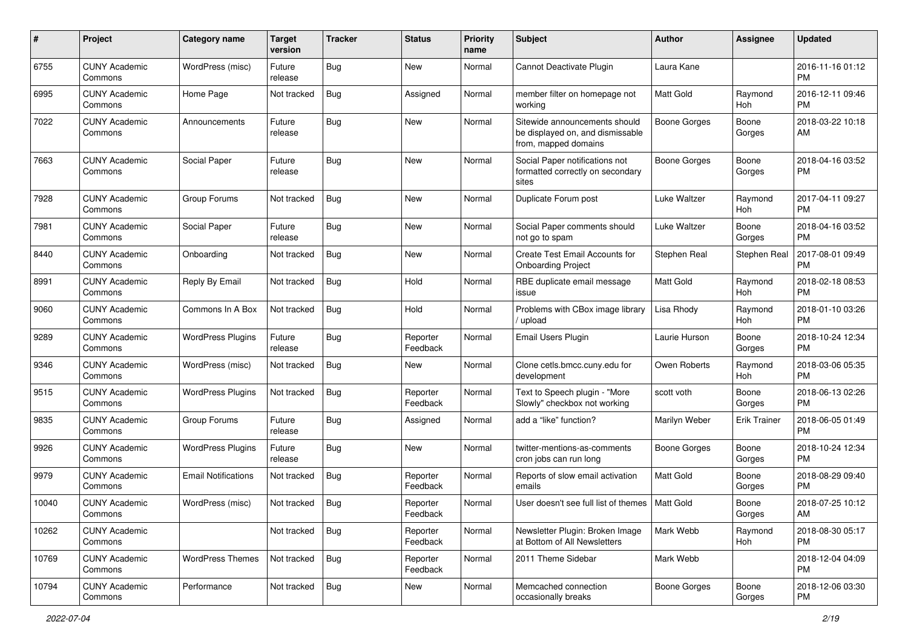| # | Project | Category name | Target version | Tracker | Status | Priority name | Subject | Author | Assignee | Updated |
|---|---|---|---|---|---|---|---|---|---|---|
| 6755 | CUNY Academic Commons | WordPress (misc) | Future release | Bug | New | Normal | Cannot Deactivate Plugin | Laura Kane | | 2016-11-16 01:12 PM |
| 6995 | CUNY Academic Commons | Home Page | Not tracked | Bug | Assigned | Normal | member filter on homepage not working | Matt Gold | Raymond Hoh | 2016-12-11 09:46 PM |
| 7022 | CUNY Academic Commons | Announcements | Future release | Bug | New | Normal | Sitewide announcements should be displayed on, and dismissable from, mapped domains | Boone Gorges | Boone Gorges | 2018-03-22 10:18 AM |
| 7663 | CUNY Academic Commons | Social Paper | Future release | Bug | New | Normal | Social Paper notifications not formatted correctly on secondary sites | Boone Gorges | Boone Gorges | 2018-04-16 03:52 PM |
| 7928 | CUNY Academic Commons | Group Forums | Not tracked | Bug | New | Normal | Duplicate Forum post | Luke Waltzer | Raymond Hoh | 2017-04-11 09:27 PM |
| 7981 | CUNY Academic Commons | Social Paper | Future release | Bug | New | Normal | Social Paper comments should not go to spam | Luke Waltzer | Boone Gorges | 2018-04-16 03:52 PM |
| 8440 | CUNY Academic Commons | Onboarding | Not tracked | Bug | New | Normal | Create Test Email Accounts for Onboarding Project | Stephen Real | Stephen Real | 2017-08-01 09:49 PM |
| 8991 | CUNY Academic Commons | Reply By Email | Not tracked | Bug | Hold | Normal | RBE duplicate email message issue | Matt Gold | Raymond Hoh | 2018-02-18 08:53 PM |
| 9060 | CUNY Academic Commons | Commons In A Box | Not tracked | Bug | Hold | Normal | Problems with CBox image library / upload | Lisa Rhody | Raymond Hoh | 2018-01-10 03:26 PM |
| 9289 | CUNY Academic Commons | WordPress Plugins | Future release | Bug | Reporter Feedback | Normal | Email Users Plugin | Laurie Hurson | Boone Gorges | 2018-10-24 12:34 PM |
| 9346 | CUNY Academic Commons | WordPress (misc) | Not tracked | Bug | New | Normal | Clone cetls.bmcc.cuny.edu for development | Owen Roberts | Raymond Hoh | 2018-03-06 05:35 PM |
| 9515 | CUNY Academic Commons | WordPress Plugins | Not tracked | Bug | Reporter Feedback | Normal | Text to Speech plugin - "More Slowly" checkbox not working | scott voth | Boone Gorges | 2018-06-13 02:26 PM |
| 9835 | CUNY Academic Commons | Group Forums | Future release | Bug | Assigned | Normal | add a "like" function? | Marilyn Weber | Erik Trainer | 2018-06-05 01:49 PM |
| 9926 | CUNY Academic Commons | WordPress Plugins | Future release | Bug | New | Normal | twitter-mentions-as-comments cron jobs can run long | Boone Gorges | Boone Gorges | 2018-10-24 12:34 PM |
| 9979 | CUNY Academic Commons | Email Notifications | Not tracked | Bug | Reporter Feedback | Normal | Reports of slow email activation emails | Matt Gold | Boone Gorges | 2018-08-29 09:40 PM |
| 10040 | CUNY Academic Commons | WordPress (misc) | Not tracked | Bug | Reporter Feedback | Normal | User doesn't see full list of themes | Matt Gold | Boone Gorges | 2018-07-25 10:12 AM |
| 10262 | CUNY Academic Commons | | Not tracked | Bug | Reporter Feedback | Normal | Newsletter Plugin: Broken Image at Bottom of All Newsletters | Mark Webb | Raymond Hoh | 2018-08-30 05:17 PM |
| 10769 | CUNY Academic Commons | WordPress Themes | Not tracked | Bug | Reporter Feedback | Normal | 2011 Theme Sidebar | Mark Webb | | 2018-12-04 04:09 PM |
| 10794 | CUNY Academic Commons | Performance | Not tracked | Bug | New | Normal | Memcached connection occasionally breaks | Boone Gorges | Boone Gorges | 2018-12-06 03:30 PM |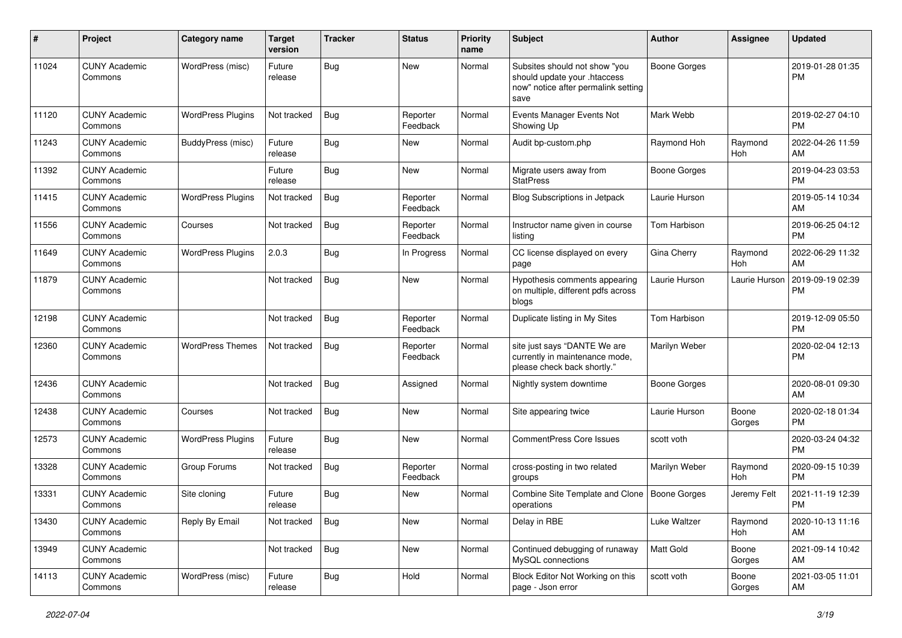| # | Project | Category name | Target version | Tracker | Status | Priority name | Subject | Author | Assignee | Updated |
|---|---|---|---|---|---|---|---|---|---|---|
| 11024 | CUNY Academic Commons | WordPress (misc) | Future release | Bug | New | Normal | Subsites should not show "you should update your .htaccess now" notice after permalink setting save | Boone Gorges | | 2019-01-28 01:35 PM |
| 11120 | CUNY Academic Commons | WordPress Plugins | Not tracked | Bug | Reporter Feedback | Normal | Events Manager Events Not Showing Up | Mark Webb | | 2019-02-27 04:10 PM |
| 11243 | CUNY Academic Commons | BuddyPress (misc) | Future release | Bug | New | Normal | Audit bp-custom.php | Raymond Hoh | Raymond Hoh | 2022-04-26 11:59 AM |
| 11392 | CUNY Academic Commons | | Future release | Bug | New | Normal | Migrate users away from StatPress | Boone Gorges | | 2019-04-23 03:53 PM |
| 11415 | CUNY Academic Commons | WordPress Plugins | Not tracked | Bug | Reporter Feedback | Normal | Blog Subscriptions in Jetpack | Laurie Hurson | | 2019-05-14 10:34 AM |
| 11556 | CUNY Academic Commons | Courses | Not tracked | Bug | Reporter Feedback | Normal | Instructor name given in course listing | Tom Harbison | | 2019-06-25 04:12 PM |
| 11649 | CUNY Academic Commons | WordPress Plugins | 2.0.3 | Bug | In Progress | Normal | CC license displayed on every page | Gina Cherry | Raymond Hoh | 2022-06-29 11:32 AM |
| 11879 | CUNY Academic Commons | | Not tracked | Bug | New | Normal | Hypothesis comments appearing on multiple, different pdfs across blogs | Laurie Hurson | Laurie Hurson | 2019-09-19 02:39 PM |
| 12198 | CUNY Academic Commons | | Not tracked | Bug | Reporter Feedback | Normal | Duplicate listing in My Sites | Tom Harbison | | 2019-12-09 05:50 PM |
| 12360 | CUNY Academic Commons | WordPress Themes | Not tracked | Bug | Reporter Feedback | Normal | site just says "DANTE We are currently in maintenance mode, please check back shortly." | Marilyn Weber | | 2020-02-04 12:13 PM |
| 12436 | CUNY Academic Commons | | Not tracked | Bug | Assigned | Normal | Nightly system downtime | Boone Gorges | | 2020-08-01 09:30 AM |
| 12438 | CUNY Academic Commons | Courses | Not tracked | Bug | New | Normal | Site appearing twice | Laurie Hurson | Boone Gorges | 2020-02-18 01:34 PM |
| 12573 | CUNY Academic Commons | WordPress Plugins | Future release | Bug | New | Normal | CommentPress Core Issues | scott voth | | 2020-03-24 04:32 PM |
| 13328 | CUNY Academic Commons | Group Forums | Not tracked | Bug | Reporter Feedback | Normal | cross-posting in two related groups | Marilyn Weber | Raymond Hoh | 2020-09-15 10:39 PM |
| 13331 | CUNY Academic Commons | Site cloning | Future release | Bug | New | Normal | Combine Site Template and Clone operations | Boone Gorges | Jeremy Felt | 2021-11-19 12:39 PM |
| 13430 | CUNY Academic Commons | Reply By Email | Not tracked | Bug | New | Normal | Delay in RBE | Luke Waltzer | Raymond Hoh | 2020-10-13 11:16 AM |
| 13949 | CUNY Academic Commons | | Not tracked | Bug | New | Normal | Continued debugging of runaway MySQL connections | Matt Gold | Boone Gorges | 2021-09-14 10:42 AM |
| 14113 | CUNY Academic Commons | WordPress (misc) | Future release | Bug | Hold | Normal | Block Editor Not Working on this page - Json error | scott voth | Boone Gorges | 2021-03-05 11:01 AM |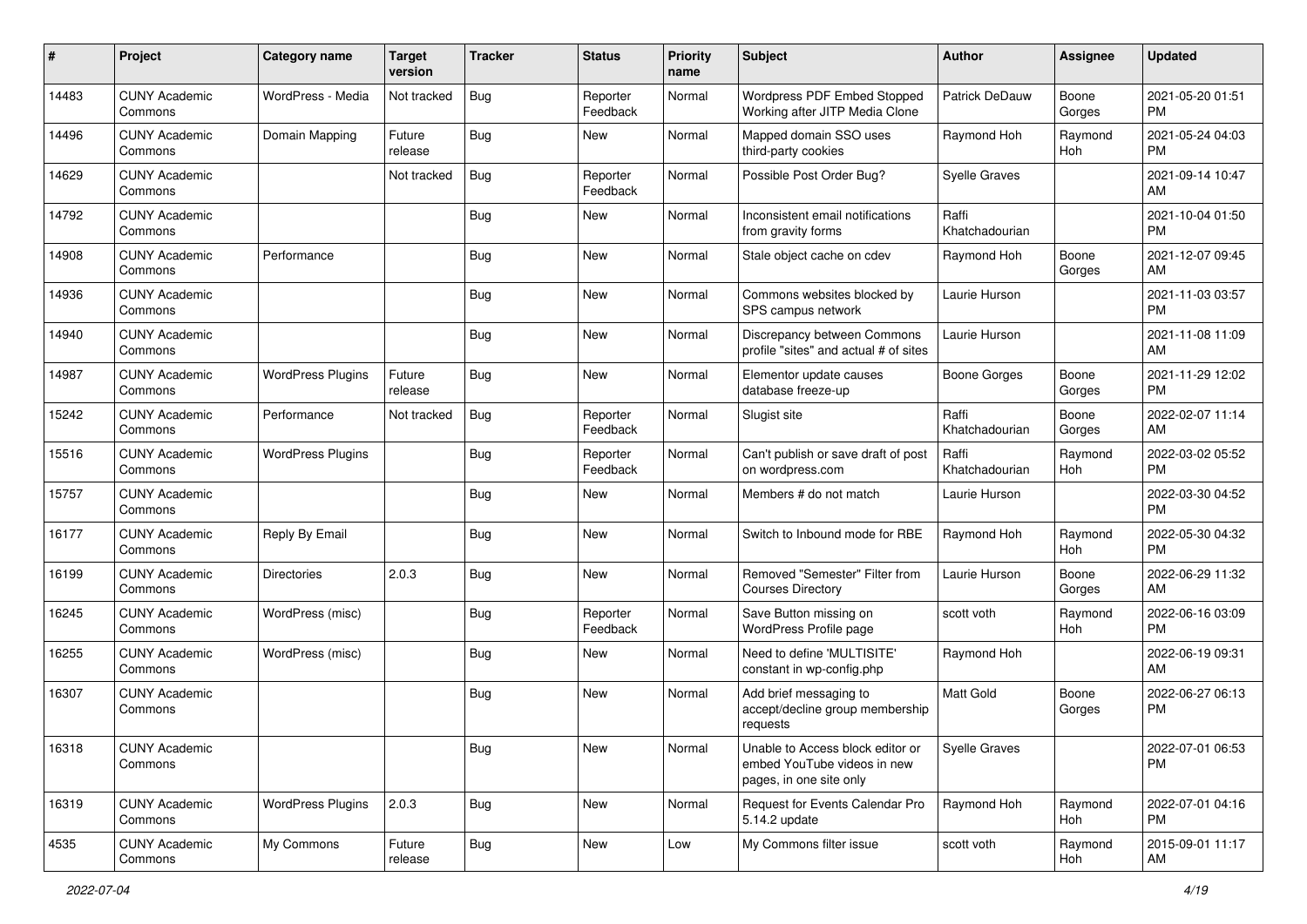| # | Project | Category name | Target version | Tracker | Status | Priority name | Subject | Author | Assignee | Updated |
|---|---|---|---|---|---|---|---|---|---|---|
| 14483 | CUNY Academic Commons | WordPress - Media | Not tracked | Bug | Reporter Feedback | Normal | Wordpress PDF Embed Stopped Working after JITP Media Clone | Patrick DeDauw | Boone Gorges | 2021-05-20 01:51 PM |
| 14496 | CUNY Academic Commons | Domain Mapping | Future release | Bug | New | Normal | Mapped domain SSO uses third-party cookies | Raymond Hoh | Raymond Hoh | 2021-05-24 04:03 PM |
| 14629 | CUNY Academic Commons | | Not tracked | Bug | Reporter Feedback | Normal | Possible Post Order Bug? | Syelle Graves | | 2021-09-14 10:47 AM |
| 14792 | CUNY Academic Commons | | | Bug | New | Normal | Inconsistent email notifications from gravity forms | Raffi Khatchadourian | | 2021-10-04 01:50 PM |
| 14908 | CUNY Academic Commons | Performance | | Bug | New | Normal | Stale object cache on cdev | Raymond Hoh | Boone Gorges | 2021-12-07 09:45 AM |
| 14936 | CUNY Academic Commons | | | Bug | New | Normal | Commons websites blocked by SPS campus network | Laurie Hurson | | 2021-11-03 03:57 PM |
| 14940 | CUNY Academic Commons | | | Bug | New | Normal | Discrepancy between Commons profile "sites" and actual # of sites | Laurie Hurson | | 2021-11-08 11:09 AM |
| 14987 | CUNY Academic Commons | WordPress Plugins | Future release | Bug | New | Normal | Elementor update causes database freeze-up | Boone Gorges | Boone Gorges | 2021-11-29 12:02 PM |
| 15242 | CUNY Academic Commons | Performance | Not tracked | Bug | Reporter Feedback | Normal | Slugist site | Raffi Khatchadourian | Boone Gorges | 2022-02-07 11:14 AM |
| 15516 | CUNY Academic Commons | WordPress Plugins | | Bug | Reporter Feedback | Normal | Can't publish or save draft of post on wordpress.com | Raffi Khatchadourian | Raymond Hoh | 2022-03-02 05:52 PM |
| 15757 | CUNY Academic Commons | | | Bug | New | Normal | Members # do not match | Laurie Hurson | | 2022-03-30 04:52 PM |
| 16177 | CUNY Academic Commons | Reply By Email | | Bug | New | Normal | Switch to Inbound mode for RBE | Raymond Hoh | Raymond Hoh | 2022-05-30 04:32 PM |
| 16199 | CUNY Academic Commons | Directories | 2.0.3 | Bug | New | Normal | Removed "Semester" Filter from Courses Directory | Laurie Hurson | Boone Gorges | 2022-06-29 11:32 AM |
| 16245 | CUNY Academic Commons | WordPress (misc) | | Bug | Reporter Feedback | Normal | Save Button missing on WordPress Profile page | scott voth | Raymond Hoh | 2022-06-16 03:09 PM |
| 16255 | CUNY Academic Commons | WordPress (misc) | | Bug | New | Normal | Need to define 'MULTISITE' constant in wp-config.php | Raymond Hoh | | 2022-06-19 09:31 AM |
| 16307 | CUNY Academic Commons | | | Bug | New | Normal | Add brief messaging to accept/decline group membership requests | Matt Gold | Boone Gorges | 2022-06-27 06:13 PM |
| 16318 | CUNY Academic Commons | | | Bug | New | Normal | Unable to Access block editor or embed YouTube videos in new pages, in one site only | Syelle Graves | | 2022-07-01 06:53 PM |
| 16319 | CUNY Academic Commons | WordPress Plugins | 2.0.3 | Bug | New | Normal | Request for Events Calendar Pro 5.14.2 update | Raymond Hoh | Raymond Hoh | 2022-07-01 04:16 PM |
| 4535 | CUNY Academic Commons | My Commons | Future release | Bug | New | Low | My Commons filter issue | scott voth | Raymond Hoh | 2015-09-01 11:17 AM |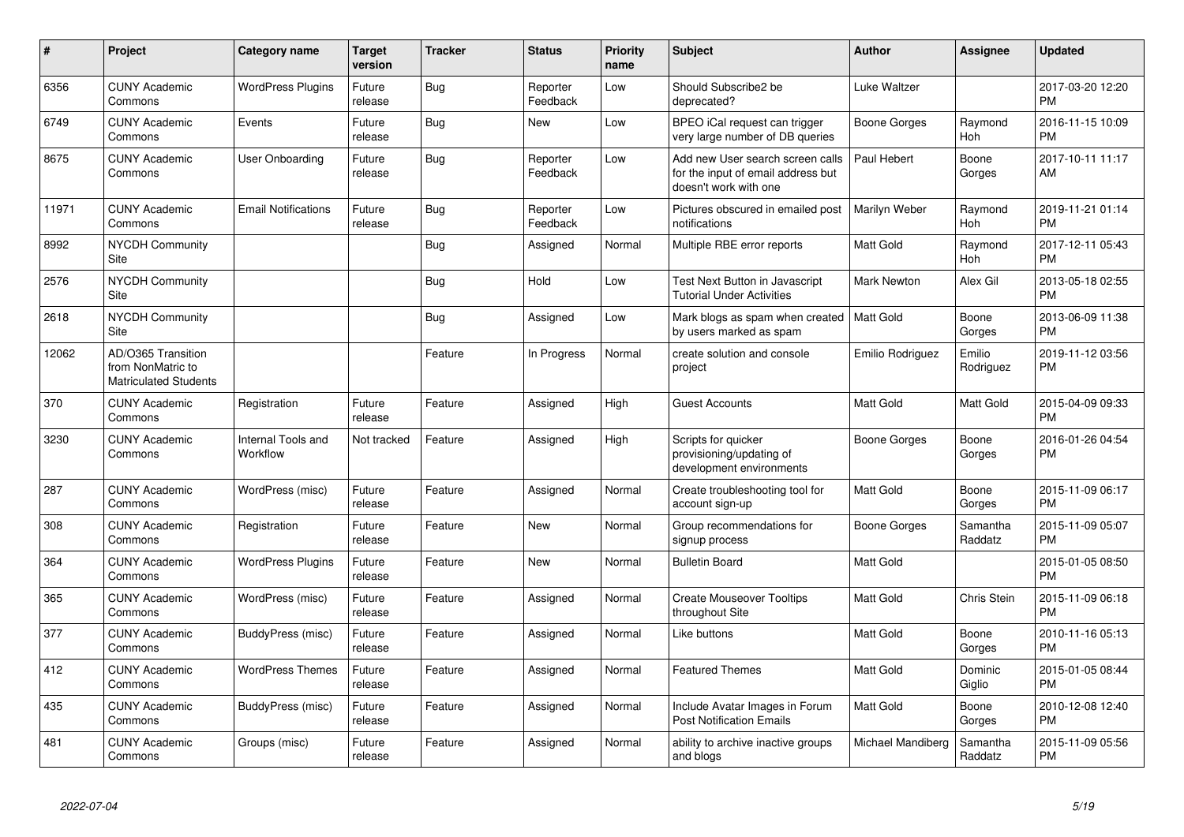| # | Project | Category name | Target version | Tracker | Status | Priority name | Subject | Author | Assignee | Updated |
|---|---|---|---|---|---|---|---|---|---|---|
| 6356 | CUNY Academic Commons | WordPress Plugins | Future release | Bug | Reporter Feedback | Low | Should Subscribe2 be deprecated? | Luke Waltzer | | 2017-03-20 12:20 PM |
| 6749 | CUNY Academic Commons | Events | Future release | Bug | New | Low | BPEO iCal request can trigger very large number of DB queries | Boone Gorges | Raymond Hoh | 2016-11-15 10:09 PM |
| 8675 | CUNY Academic Commons | User Onboarding | Future release | Bug | Reporter Feedback | Low | Add new User search screen calls for the input of email address but doesn't work with one | Paul Hebert | Boone Gorges | 2017-10-11 11:17 AM |
| 11971 | CUNY Academic Commons | Email Notifications | Future release | Bug | Reporter Feedback | Low | Pictures obscured in emailed post notifications | Marilyn Weber | Raymond Hoh | 2019-11-21 01:14 PM |
| 8992 | NYCDH Community Site | | | Bug | Assigned | Normal | Multiple RBE error reports | Matt Gold | Raymond Hoh | 2017-12-11 05:43 PM |
| 2576 | NYCDH Community Site | | | Bug | Hold | Low | Test Next Button in Javascript Tutorial Under Activities | Mark Newton | Alex Gil | 2013-05-18 02:55 PM |
| 2618 | NYCDH Community Site | | | Bug | Assigned | Low | Mark blogs as spam when created by users marked as spam | Matt Gold | Boone Gorges | 2013-06-09 11:38 PM |
| 12062 | AD/O365 Transition from NonMatric to Matriculated Students | | | Feature | In Progress | Normal | create solution and console project | Emilio Rodriguez | Emilio Rodriguez | 2019-11-12 03:56 PM |
| 370 | CUNY Academic Commons | Registration | Future release | Feature | Assigned | High | Guest Accounts | Matt Gold | Matt Gold | 2015-04-09 09:33 PM |
| 3230 | CUNY Academic Commons | Internal Tools and Workflow | Not tracked | Feature | Assigned | High | Scripts for quicker provisioning/updating of development environments | Boone Gorges | Boone Gorges | 2016-01-26 04:54 PM |
| 287 | CUNY Academic Commons | WordPress (misc) | Future release | Feature | Assigned | Normal | Create troubleshooting tool for account sign-up | Matt Gold | Boone Gorges | 2015-11-09 06:17 PM |
| 308 | CUNY Academic Commons | Registration | Future release | Feature | New | Normal | Group recommendations for signup process | Boone Gorges | Samantha Raddatz | 2015-11-09 05:07 PM |
| 364 | CUNY Academic Commons | WordPress Plugins | Future release | Feature | New | Normal | Bulletin Board | Matt Gold | | 2015-01-05 08:50 PM |
| 365 | CUNY Academic Commons | WordPress (misc) | Future release | Feature | Assigned | Normal | Create Mouseover Tooltips throughout Site | Matt Gold | Chris Stein | 2015-11-09 06:18 PM |
| 377 | CUNY Academic Commons | BuddyPress (misc) | Future release | Feature | Assigned | Normal | Like buttons | Matt Gold | Boone Gorges | 2010-11-16 05:13 PM |
| 412 | CUNY Academic Commons | WordPress Themes | Future release | Feature | Assigned | Normal | Featured Themes | Matt Gold | Dominic Giglio | 2015-01-05 08:44 PM |
| 435 | CUNY Academic Commons | BuddyPress (misc) | Future release | Feature | Assigned | Normal | Include Avatar Images in Forum Post Notification Emails | Matt Gold | Boone Gorges | 2010-12-08 12:40 PM |
| 481 | CUNY Academic Commons | Groups (misc) | Future release | Feature | Assigned | Normal | ability to archive inactive groups and blogs | Michael Mandiberg | Samantha Raddatz | 2015-11-09 05:56 PM |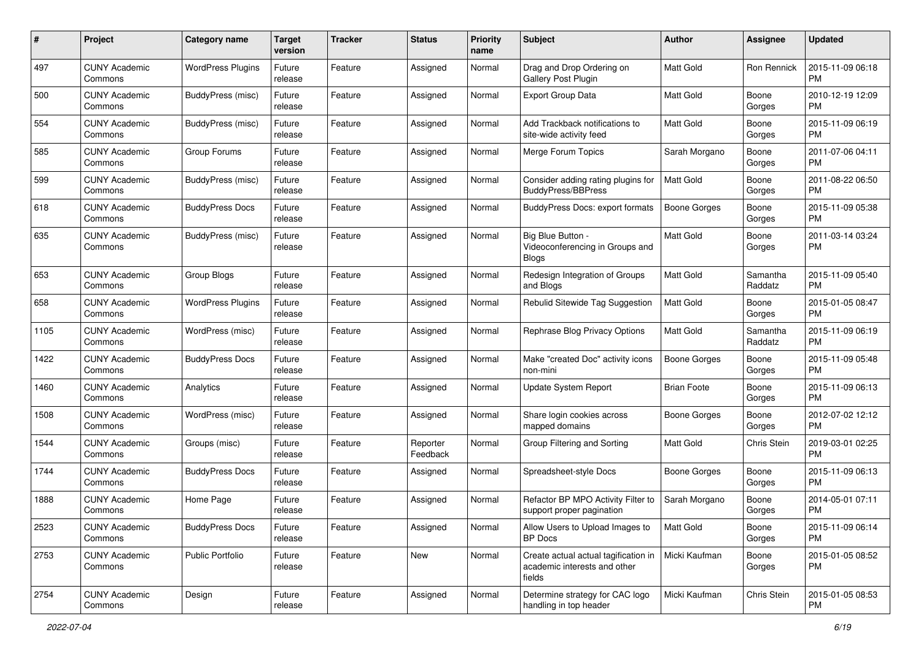| # | Project | Category name | Target version | Tracker | Status | Priority name | Subject | Author | Assignee | Updated |
|---|---|---|---|---|---|---|---|---|---|---|
| 497 | CUNY Academic Commons | WordPress Plugins | Future release | Feature | Assigned | Normal | Drag and Drop Ordering on Gallery Post Plugin | Matt Gold | Ron Rennick | 2015-11-09 06:18 PM |
| 500 | CUNY Academic Commons | BuddyPress (misc) | Future release | Feature | Assigned | Normal | Export Group Data | Matt Gold | Boone Gorges | 2010-12-19 12:09 PM |
| 554 | CUNY Academic Commons | BuddyPress (misc) | Future release | Feature | Assigned | Normal | Add Trackback notifications to site-wide activity feed | Matt Gold | Boone Gorges | 2015-11-09 06:19 PM |
| 585 | CUNY Academic Commons | Group Forums | Future release | Feature | Assigned | Normal | Merge Forum Topics | Sarah Morgano | Boone Gorges | 2011-07-06 04:11 PM |
| 599 | CUNY Academic Commons | BuddyPress (misc) | Future release | Feature | Assigned | Normal | Consider adding rating plugins for BuddyPress/BBPress | Matt Gold | Boone Gorges | 2011-08-22 06:50 PM |
| 618 | CUNY Academic Commons | BuddyPress Docs | Future release | Feature | Assigned | Normal | BuddyPress Docs: export formats | Boone Gorges | Boone Gorges | 2015-11-09 05:38 PM |
| 635 | CUNY Academic Commons | BuddyPress (misc) | Future release | Feature | Assigned | Normal | Big Blue Button - Videoconferencing in Groups and Blogs | Matt Gold | Boone Gorges | 2011-03-14 03:24 PM |
| 653 | CUNY Academic Commons | Group Blogs | Future release | Feature | Assigned | Normal | Redesign Integration of Groups and Blogs | Matt Gold | Samantha Raddatz | 2015-11-09 05:40 PM |
| 658 | CUNY Academic Commons | WordPress Plugins | Future release | Feature | Assigned | Normal | Rebulid Sitewide Tag Suggestion | Matt Gold | Boone Gorges | 2015-01-05 08:47 PM |
| 1105 | CUNY Academic Commons | WordPress (misc) | Future release | Feature | Assigned | Normal | Rephrase Blog Privacy Options | Matt Gold | Samantha Raddatz | 2015-11-09 06:19 PM |
| 1422 | CUNY Academic Commons | BuddyPress Docs | Future release | Feature | Assigned | Normal | Make "created Doc" activity icons non-mini | Boone Gorges | Boone Gorges | 2015-11-09 05:48 PM |
| 1460 | CUNY Academic Commons | Analytics | Future release | Feature | Assigned | Normal | Update System Report | Brian Foote | Boone Gorges | 2015-11-09 06:13 PM |
| 1508 | CUNY Academic Commons | WordPress (misc) | Future release | Feature | Assigned | Normal | Share login cookies across mapped domains | Boone Gorges | Boone Gorges | 2012-07-02 12:12 PM |
| 1544 | CUNY Academic Commons | Groups (misc) | Future release | Feature | Reporter Feedback | Normal | Group Filtering and Sorting | Matt Gold | Chris Stein | 2019-03-01 02:25 PM |
| 1744 | CUNY Academic Commons | BuddyPress Docs | Future release | Feature | Assigned | Normal | Spreadsheet-style Docs | Boone Gorges | Boone Gorges | 2015-11-09 06:13 PM |
| 1888 | CUNY Academic Commons | Home Page | Future release | Feature | Assigned | Normal | Refactor BP MPO Activity Filter to support proper pagination | Sarah Morgano | Boone Gorges | 2014-05-01 07:11 PM |
| 2523 | CUNY Academic Commons | BuddyPress Docs | Future release | Feature | Assigned | Normal | Allow Users to Upload Images to BP Docs | Matt Gold | Boone Gorges | 2015-11-09 06:14 PM |
| 2753 | CUNY Academic Commons | Public Portfolio | Future release | Feature | New | Normal | Create actual actual tagification in academic interests and other fields | Micki Kaufman | Boone Gorges | 2015-01-05 08:52 PM |
| 2754 | CUNY Academic Commons | Design | Future release | Feature | Assigned | Normal | Determine strategy for CAC logo handling in top header | Micki Kaufman | Chris Stein | 2015-01-05 08:53 PM |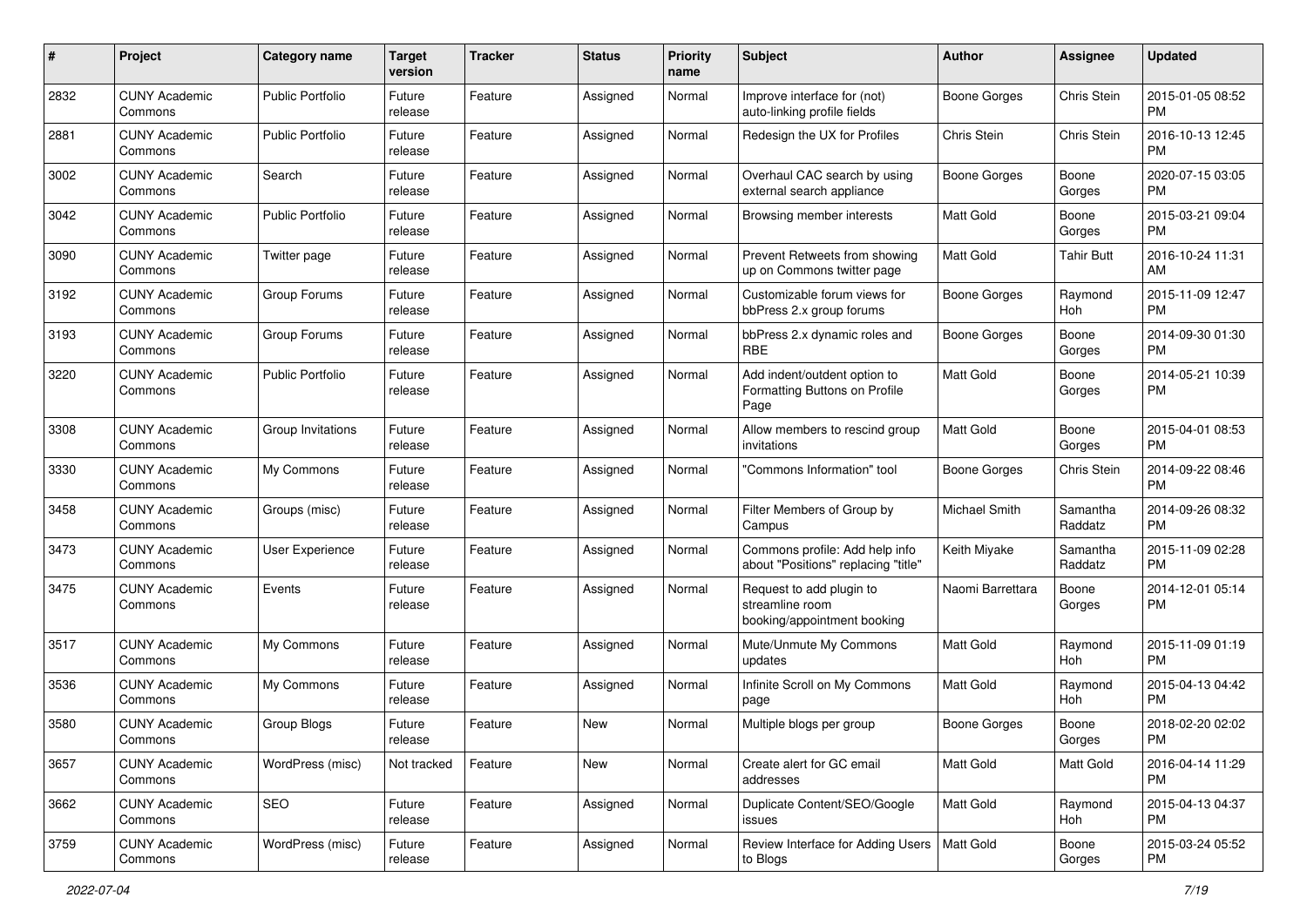| # | Project | Category name | Target version | Tracker | Status | Priority name | Subject | Author | Assignee | Updated |
|---|---|---|---|---|---|---|---|---|---|---|
| 2832 | CUNY Academic Commons | Public Portfolio | Future release | Feature | Assigned | Normal | Improve interface for (not) auto-linking profile fields | Boone Gorges | Chris Stein | 2015-01-05 08:52 PM |
| 2881 | CUNY Academic Commons | Public Portfolio | Future release | Feature | Assigned | Normal | Redesign the UX for Profiles | Chris Stein | Chris Stein | 2016-10-13 12:45 PM |
| 3002 | CUNY Academic Commons | Search | Future release | Feature | Assigned | Normal | Overhaul CAC search by using external search appliance | Boone Gorges | Boone Gorges | 2020-07-15 03:05 PM |
| 3042 | CUNY Academic Commons | Public Portfolio | Future release | Feature | Assigned | Normal | Browsing member interests | Matt Gold | Boone Gorges | 2015-03-21 09:04 PM |
| 3090 | CUNY Academic Commons | Twitter page | Future release | Feature | Assigned | Normal | Prevent Retweets from showing up on Commons twitter page | Matt Gold | Tahir Butt | 2016-10-24 11:31 AM |
| 3192 | CUNY Academic Commons | Group Forums | Future release | Feature | Assigned | Normal | Customizable forum views for bbPress 2.x group forums | Boone Gorges | Raymond Hoh | 2015-11-09 12:47 PM |
| 3193 | CUNY Academic Commons | Group Forums | Future release | Feature | Assigned | Normal | bbPress 2.x dynamic roles and RBE | Boone Gorges | Boone Gorges | 2014-09-30 01:30 PM |
| 3220 | CUNY Academic Commons | Public Portfolio | Future release | Feature | Assigned | Normal | Add indent/outdent option to Formatting Buttons on Profile Page | Matt Gold | Boone Gorges | 2014-05-21 10:39 PM |
| 3308 | CUNY Academic Commons | Group Invitations | Future release | Feature | Assigned | Normal | Allow members to rescind group invitations | Matt Gold | Boone Gorges | 2015-04-01 08:53 PM |
| 3330 | CUNY Academic Commons | My Commons | Future release | Feature | Assigned | Normal | "Commons Information" tool | Boone Gorges | Chris Stein | 2014-09-22 08:46 PM |
| 3458 | CUNY Academic Commons | Groups (misc) | Future release | Feature | Assigned | Normal | Filter Members of Group by Campus | Michael Smith | Samantha Raddatz | 2014-09-26 08:32 PM |
| 3473 | CUNY Academic Commons | User Experience | Future release | Feature | Assigned | Normal | Commons profile: Add help info about "Positions" replacing "title" | Keith Miyake | Samantha Raddatz | 2015-11-09 02:28 PM |
| 3475 | CUNY Academic Commons | Events | Future release | Feature | Assigned | Normal | Request to add plugin to streamline room booking/appointment booking | Naomi Barrettara | Boone Gorges | 2014-12-01 05:14 PM |
| 3517 | CUNY Academic Commons | My Commons | Future release | Feature | Assigned | Normal | Mute/Unmute My Commons updates | Matt Gold | Raymond Hoh | 2015-11-09 01:19 PM |
| 3536 | CUNY Academic Commons | My Commons | Future release | Feature | Assigned | Normal | Infinite Scroll on My Commons page | Matt Gold | Raymond Hoh | 2015-04-13 04:42 PM |
| 3580 | CUNY Academic Commons | Group Blogs | Future release | Feature | New | Normal | Multiple blogs per group | Boone Gorges | Boone Gorges | 2018-02-20 02:02 PM |
| 3657 | CUNY Academic Commons | WordPress (misc) | Not tracked | Feature | New | Normal | Create alert for GC email addresses | Matt Gold | Matt Gold | 2016-04-14 11:29 PM |
| 3662 | CUNY Academic Commons | SEO | Future release | Feature | Assigned | Normal | Duplicate Content/SEO/Google issues | Matt Gold | Raymond Hoh | 2015-04-13 04:37 PM |
| 3759 | CUNY Academic Commons | WordPress (misc) | Future release | Feature | Assigned | Normal | Review Interface for Adding Users to Blogs | Matt Gold | Boone Gorges | 2015-03-24 05:52 PM |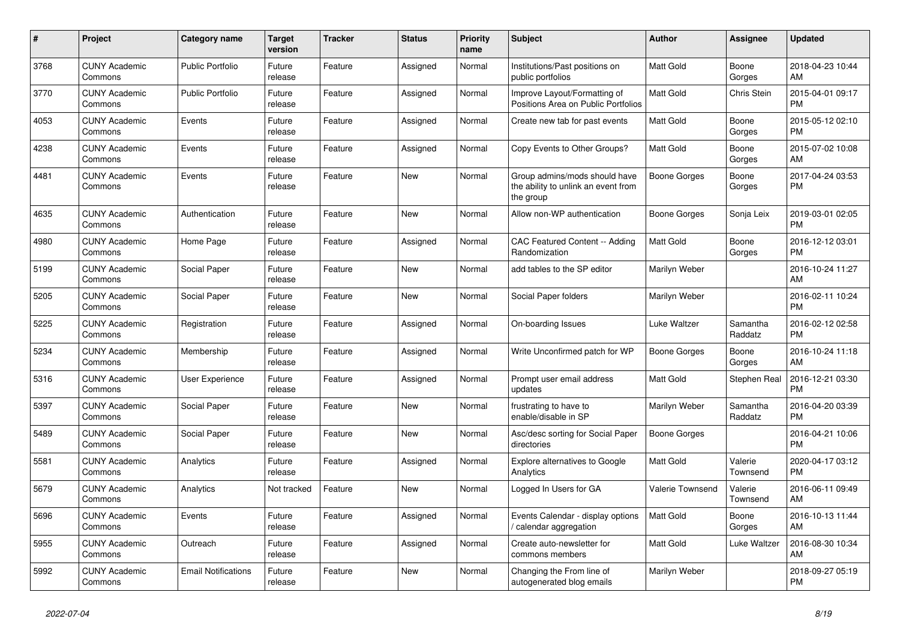| # | Project | Category name | Target version | Tracker | Status | Priority name | Subject | Author | Assignee | Updated |
|---|---|---|---|---|---|---|---|---|---|---|
| 3768 | CUNY Academic Commons | Public Portfolio | Future release | Feature | Assigned | Normal | Institutions/Past positions on public portfolios | Matt Gold | Boone Gorges | 2018-04-23 10:44 AM |
| 3770 | CUNY Academic Commons | Public Portfolio | Future release | Feature | Assigned | Normal | Improve Layout/Formatting of Positions Area on Public Portfolios | Matt Gold | Chris Stein | 2015-04-01 09:17 PM |
| 4053 | CUNY Academic Commons | Events | Future release | Feature | Assigned | Normal | Create new tab for past events | Matt Gold | Boone Gorges | 2015-05-12 02:10 PM |
| 4238 | CUNY Academic Commons | Events | Future release | Feature | Assigned | Normal | Copy Events to Other Groups? | Matt Gold | Boone Gorges | 2015-07-02 10:08 AM |
| 4481 | CUNY Academic Commons | Events | Future release | Feature | New | Normal | Group admins/mods should have the ability to unlink an event from the group | Boone Gorges | Boone Gorges | 2017-04-24 03:53 PM |
| 4635 | CUNY Academic Commons | Authentication | Future release | Feature | New | Normal | Allow non-WP authentication | Boone Gorges | Sonja Leix | 2019-03-01 02:05 PM |
| 4980 | CUNY Academic Commons | Home Page | Future release | Feature | Assigned | Normal | CAC Featured Content -- Adding Randomization | Matt Gold | Boone Gorges | 2016-12-12 03:01 PM |
| 5199 | CUNY Academic Commons | Social Paper | Future release | Feature | New | Normal | add tables to the SP editor | Marilyn Weber | | 2016-10-24 11:27 AM |
| 5205 | CUNY Academic Commons | Social Paper | Future release | Feature | New | Normal | Social Paper folders | Marilyn Weber | | 2016-02-11 10:24 PM |
| 5225 | CUNY Academic Commons | Registration | Future release | Feature | Assigned | Normal | On-boarding Issues | Luke Waltzer | Samantha Raddatz | 2016-02-12 02:58 PM |
| 5234 | CUNY Academic Commons | Membership | Future release | Feature | Assigned | Normal | Write Unconfirmed patch for WP | Boone Gorges | Boone Gorges | 2016-10-24 11:18 AM |
| 5316 | CUNY Academic Commons | User Experience | Future release | Feature | Assigned | Normal | Prompt user email address updates | Matt Gold | Stephen Real | 2016-12-21 03:30 PM |
| 5397 | CUNY Academic Commons | Social Paper | Future release | Feature | New | Normal | frustrating to have to enable/disable in SP | Marilyn Weber | Samantha Raddatz | 2016-04-20 03:39 PM |
| 5489 | CUNY Academic Commons | Social Paper | Future release | Feature | New | Normal | Asc/desc sorting for Social Paper directories | Boone Gorges | | 2016-04-21 10:06 PM |
| 5581 | CUNY Academic Commons | Analytics | Future release | Feature | Assigned | Normal | Explore alternatives to Google Analytics | Matt Gold | Valerie Townsend | 2020-04-17 03:12 PM |
| 5679 | CUNY Academic Commons | Analytics | Not tracked | Feature | New | Normal | Logged In Users for GA | Valerie Townsend | Valerie Townsend | 2016-06-11 09:49 AM |
| 5696 | CUNY Academic Commons | Events | Future release | Feature | Assigned | Normal | Events Calendar - display options / calendar aggregation | Matt Gold | Boone Gorges | 2016-10-13 11:44 AM |
| 5955 | CUNY Academic Commons | Outreach | Future release | Feature | Assigned | Normal | Create auto-newsletter for commons members | Matt Gold | Luke Waltzer | 2016-08-30 10:34 AM |
| 5992 | CUNY Academic Commons | Email Notifications | Future release | Feature | New | Normal | Changing the From line of autogenerated blog emails | Marilyn Weber | | 2018-09-27 05:19 PM |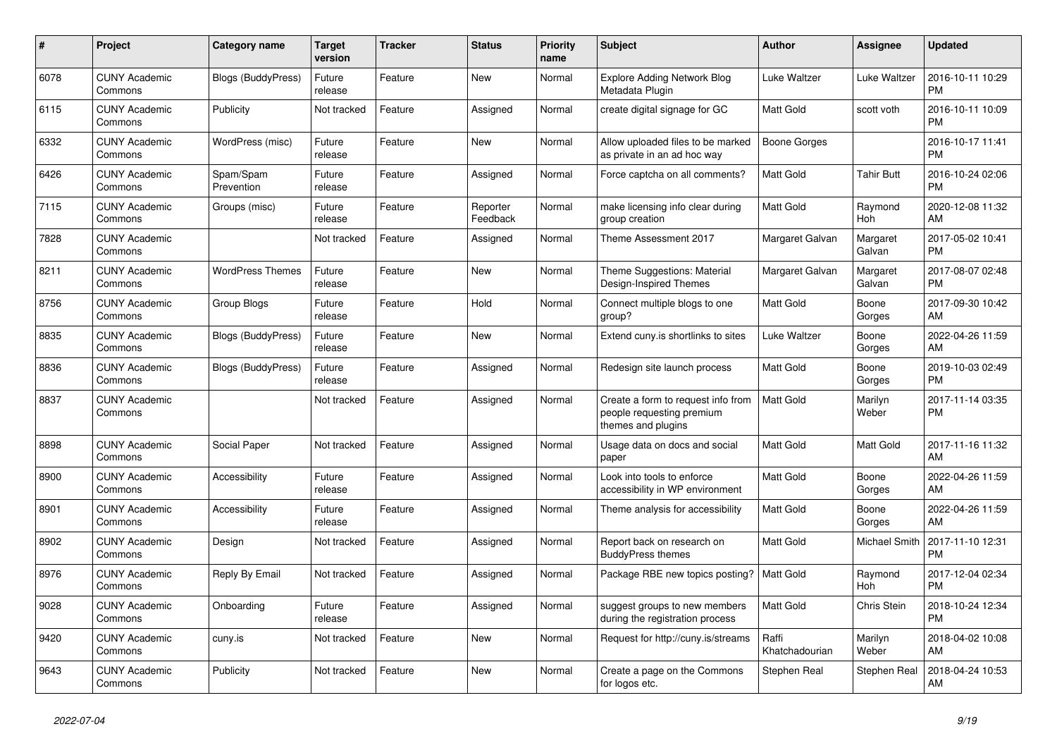| # | Project | Category name | Target version | Tracker | Status | Priority name | Subject | Author | Assignee | Updated |
|---|---|---|---|---|---|---|---|---|---|---|
| 6078 | CUNY Academic Commons | Blogs (BuddyPress) | Future release | Feature | New | Normal | Explore Adding Network Blog Metadata Plugin | Luke Waltzer | Luke Waltzer | 2016-10-11 10:29 PM |
| 6115 | CUNY Academic Commons | Publicity | Not tracked | Feature | Assigned | Normal | create digital signage for GC | Matt Gold | scott voth | 2016-10-11 10:09 PM |
| 6332 | CUNY Academic Commons | WordPress (misc) | Future release | Feature | New | Normal | Allow uploaded files to be marked as private in an ad hoc way | Boone Gorges | | 2016-10-17 11:41 PM |
| 6426 | CUNY Academic Commons | Spam/Spam Prevention | Future release | Feature | Assigned | Normal | Force captcha on all comments? | Matt Gold | Tahir Butt | 2016-10-24 02:06 PM |
| 7115 | CUNY Academic Commons | Groups (misc) | Future release | Feature | Reporter Feedback | Normal | make licensing info clear during group creation | Matt Gold | Raymond Hoh | 2020-12-08 11:32 AM |
| 7828 | CUNY Academic Commons | | Not tracked | Feature | Assigned | Normal | Theme Assessment 2017 | Margaret Galvan | Margaret Galvan | 2017-05-02 10:41 PM |
| 8211 | CUNY Academic Commons | WordPress Themes | Future release | Feature | New | Normal | Theme Suggestions: Material Design-Inspired Themes | Margaret Galvan | Margaret Galvan | 2017-08-07 02:48 PM |
| 8756 | CUNY Academic Commons | Group Blogs | Future release | Feature | Hold | Normal | Connect multiple blogs to one group? | Matt Gold | Boone Gorges | 2017-09-30 10:42 AM |
| 8835 | CUNY Academic Commons | Blogs (BuddyPress) | Future release | Feature | New | Normal | Extend cuny.is shortlinks to sites | Luke Waltzer | Boone Gorges | 2022-04-26 11:59 AM |
| 8836 | CUNY Academic Commons | Blogs (BuddyPress) | Future release | Feature | Assigned | Normal | Redesign site launch process | Matt Gold | Boone Gorges | 2019-10-03 02:49 PM |
| 8837 | CUNY Academic Commons | | Not tracked | Feature | Assigned | Normal | Create a form to request info from people requesting premium themes and plugins | Matt Gold | Marilyn Weber | 2017-11-14 03:35 PM |
| 8898 | CUNY Academic Commons | Social Paper | Not tracked | Feature | Assigned | Normal | Usage data on docs and social paper | Matt Gold | Matt Gold | 2017-11-16 11:32 AM |
| 8900 | CUNY Academic Commons | Accessibility | Future release | Feature | Assigned | Normal | Look into tools to enforce accessibility in WP environment | Matt Gold | Boone Gorges | 2022-04-26 11:59 AM |
| 8901 | CUNY Academic Commons | Accessibility | Future release | Feature | Assigned | Normal | Theme analysis for accessibility | Matt Gold | Boone Gorges | 2022-04-26 11:59 AM |
| 8902 | CUNY Academic Commons | Design | Not tracked | Feature | Assigned | Normal | Report back on research on BuddyPress themes | Matt Gold | Michael Smith | 2017-11-10 12:31 PM |
| 8976 | CUNY Academic Commons | Reply By Email | Not tracked | Feature | Assigned | Normal | Package RBE new topics posting? | Matt Gold | Raymond Hoh | 2017-12-04 02:34 PM |
| 9028 | CUNY Academic Commons | Onboarding | Future release | Feature | Assigned | Normal | suggest groups to new members during the registration process | Matt Gold | Chris Stein | 2018-10-24 12:34 PM |
| 9420 | CUNY Academic Commons | cuny.is | Not tracked | Feature | New | Normal | Request for http://cuny.is/streams | Raffi Khatchadourian | Marilyn Weber | 2018-04-02 10:08 AM |
| 9643 | CUNY Academic Commons | Publicity | Not tracked | Feature | New | Normal | Create a page on the Commons for logos etc. | Stephen Real | Stephen Real | 2018-04-24 10:53 AM |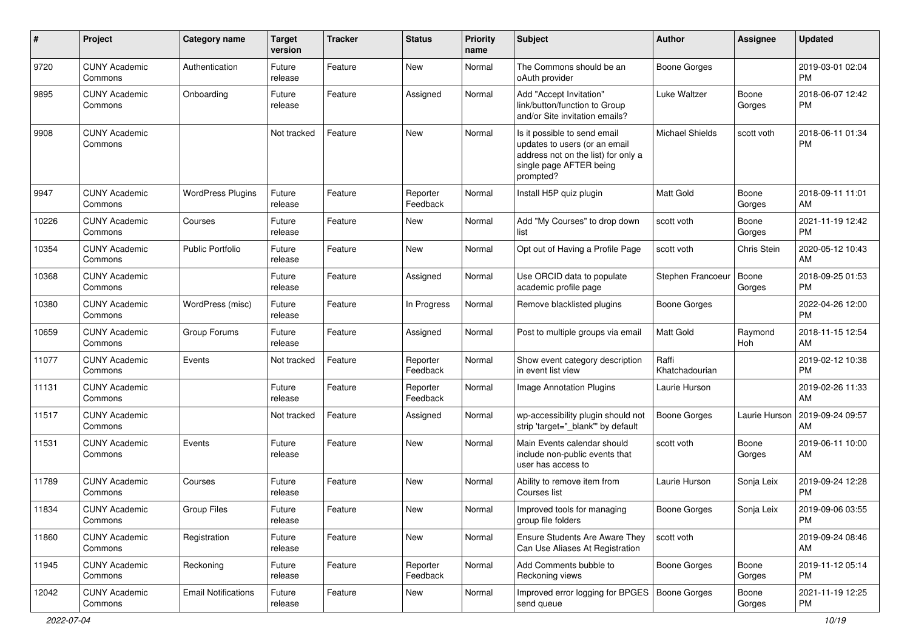| # | Project | Category name | Target version | Tracker | Status | Priority name | Subject | Author | Assignee | Updated |
|---|---|---|---|---|---|---|---|---|---|---|
| 9720 | CUNY Academic Commons | Authentication | Future release | Feature | New | Normal | The Commons should be an oAuth provider | Boone Gorges | | 2019-03-01 02:04 PM |
| 9895 | CUNY Academic Commons | Onboarding | Future release | Feature | Assigned | Normal | Add "Accept Invitation" link/button/function to Group and/or Site invitation emails? | Luke Waltzer | Boone Gorges | 2018-06-07 12:42 PM |
| 9908 | CUNY Academic Commons | | Not tracked | Feature | New | Normal | Is it possible to send email updates to users (or an email address not on the list) for only a single page AFTER being prompted? | Michael Shields | scott voth | 2018-06-11 01:34 PM |
| 9947 | CUNY Academic Commons | WordPress Plugins | Future release | Feature | Reporter Feedback | Normal | Install H5P quiz plugin | Matt Gold | Boone Gorges | 2018-09-11 11:01 AM |
| 10226 | CUNY Academic Commons | Courses | Future release | Feature | New | Normal | Add "My Courses" to drop down list | scott voth | Boone Gorges | 2021-11-19 12:42 PM |
| 10354 | CUNY Academic Commons | Public Portfolio | Future release | Feature | New | Normal | Opt out of Having a Profile Page | scott voth | Chris Stein | 2020-05-12 10:43 AM |
| 10368 | CUNY Academic Commons | | Future release | Feature | Assigned | Normal | Use ORCID data to populate academic profile page | Stephen Francoeur | Boone Gorges | 2018-09-25 01:53 PM |
| 10380 | CUNY Academic Commons | WordPress (misc) | Future release | Feature | In Progress | Normal | Remove blacklisted plugins | Boone Gorges | | 2022-04-26 12:00 PM |
| 10659 | CUNY Academic Commons | Group Forums | Future release | Feature | Assigned | Normal | Post to multiple groups via email | Matt Gold | Raymond Hoh | 2018-11-15 12:54 AM |
| 11077 | CUNY Academic Commons | Events | Not tracked | Feature | Reporter Feedback | Normal | Show event category description in event list view | Raffi Khatchadourian | | 2019-02-12 10:38 PM |
| 11131 | CUNY Academic Commons | | Future release | Feature | Reporter Feedback | Normal | Image Annotation Plugins | Laurie Hurson | | 2019-02-26 11:33 AM |
| 11517 | CUNY Academic Commons | | Not tracked | Feature | Assigned | Normal | wp-accessibility plugin should not strip 'target="_blank"' by default | Boone Gorges | Laurie Hurson | 2019-09-24 09:57 AM |
| 11531 | CUNY Academic Commons | Events | Future release | Feature | New | Normal | Main Events calendar should include non-public events that user has access to | scott voth | Boone Gorges | 2019-06-11 10:00 AM |
| 11789 | CUNY Academic Commons | Courses | Future release | Feature | New | Normal | Ability to remove item from Courses list | Laurie Hurson | Sonja Leix | 2019-09-24 12:28 PM |
| 11834 | CUNY Academic Commons | Group Files | Future release | Feature | New | Normal | Improved tools for managing group file folders | Boone Gorges | Sonja Leix | 2019-09-06 03:55 PM |
| 11860 | CUNY Academic Commons | Registration | Future release | Feature | New | Normal | Ensure Students Are Aware They Can Use Aliases At Registration | scott voth | | 2019-09-24 08:46 AM |
| 11945 | CUNY Academic Commons | Reckoning | Future release | Feature | Reporter Feedback | Normal | Add Comments bubble to Reckoning views | Boone Gorges | Boone Gorges | 2019-11-12 05:14 PM |
| 12042 | CUNY Academic Commons | Email Notifications | Future release | Feature | New | Normal | Improved error logging for BPGES send queue | Boone Gorges | Boone Gorges | 2021-11-19 12:25 PM |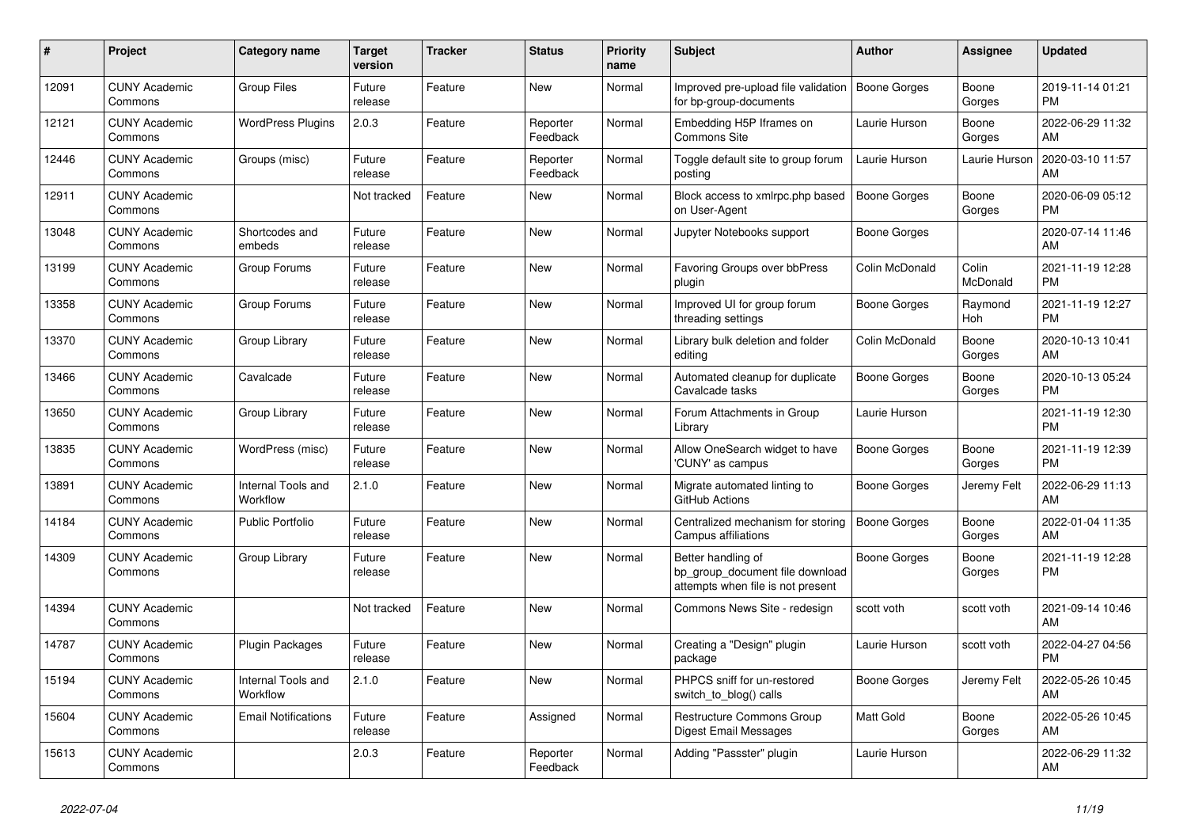| # | Project | Category name | Target version | Tracker | Status | Priority name | Subject | Author | Assignee | Updated |
|---|---|---|---|---|---|---|---|---|---|---|
| 12091 | CUNY Academic Commons | Group Files | Future release | Feature | New | Normal | Improved pre-upload file validation for bp-group-documents | Boone Gorges | Boone Gorges | 2019-11-14 01:21 PM |
| 12121 | CUNY Academic Commons | WordPress Plugins | 2.0.3 | Feature | Reporter Feedback | Normal | Embedding H5P Iframes on Commons Site | Laurie Hurson | Boone Gorges | 2022-06-29 11:32 AM |
| 12446 | CUNY Academic Commons | Groups (misc) | Future release | Feature | Reporter Feedback | Normal | Toggle default site to group forum posting | Laurie Hurson | Laurie Hurson | 2020-03-10 11:57 AM |
| 12911 | CUNY Academic Commons | | Not tracked | Feature | New | Normal | Block access to xmlrpc.php based on User-Agent | Boone Gorges | Boone Gorges | 2020-06-09 05:12 PM |
| 13048 | CUNY Academic Commons | Shortcodes and embeds | Future release | Feature | New | Normal | Jupyter Notebooks support | Boone Gorges | | 2020-07-14 11:46 AM |
| 13199 | CUNY Academic Commons | Group Forums | Future release | Feature | New | Normal | Favoring Groups over bbPress plugin | Colin McDonald | Colin McDonald | 2021-11-19 12:28 PM |
| 13358 | CUNY Academic Commons | Group Forums | Future release | Feature | New | Normal | Improved UI for group forum threading settings | Boone Gorges | Raymond Hoh | 2021-11-19 12:27 PM |
| 13370 | CUNY Academic Commons | Group Library | Future release | Feature | New | Normal | Library bulk deletion and folder editing | Colin McDonald | Boone Gorges | 2020-10-13 10:41 AM |
| 13466 | CUNY Academic Commons | Cavalcade | Future release | Feature | New | Normal | Automated cleanup for duplicate Cavalcade tasks | Boone Gorges | Boone Gorges | 2020-10-13 05:24 PM |
| 13650 | CUNY Academic Commons | Group Library | Future release | Feature | New | Normal | Forum Attachments in Group Library | Laurie Hurson | | 2021-11-19 12:30 PM |
| 13835 | CUNY Academic Commons | WordPress (misc) | Future release | Feature | New | Normal | Allow OneSearch widget to have 'CUNY' as campus | Boone Gorges | Boone Gorges | 2021-11-19 12:39 PM |
| 13891 | CUNY Academic Commons | Internal Tools and Workflow | 2.1.0 | Feature | New | Normal | Migrate automated linting to GitHub Actions | Boone Gorges | Jeremy Felt | 2022-06-29 11:13 AM |
| 14184 | CUNY Academic Commons | Public Portfolio | Future release | Feature | New | Normal | Centralized mechanism for storing Campus affiliations | Boone Gorges | Boone Gorges | 2022-01-04 11:35 AM |
| 14309 | CUNY Academic Commons | Group Library | Future release | Feature | New | Normal | Better handling of bp_group_document file download attempts when file is not present | Boone Gorges | Boone Gorges | 2021-11-19 12:28 PM |
| 14394 | CUNY Academic Commons | | Not tracked | Feature | New | Normal | Commons News Site - redesign | scott voth | scott voth | 2021-09-14 10:46 AM |
| 14787 | CUNY Academic Commons | Plugin Packages | Future release | Feature | New | Normal | Creating a "Design" plugin package | Laurie Hurson | scott voth | 2022-04-27 04:56 PM |
| 15194 | CUNY Academic Commons | Internal Tools and Workflow | 2.1.0 | Feature | New | Normal | PHPCS sniff for un-restored switch_to_blog() calls | Boone Gorges | Jeremy Felt | 2022-05-26 10:45 AM |
| 15604 | CUNY Academic Commons | Email Notifications | Future release | Feature | Assigned | Normal | Restructure Commons Group Digest Email Messages | Matt Gold | Boone Gorges | 2022-05-26 10:45 AM |
| 15613 | CUNY Academic Commons | | 2.0.3 | Feature | Reporter Feedback | Normal | Adding "Passster" plugin | Laurie Hurson | | 2022-06-29 11:32 AM |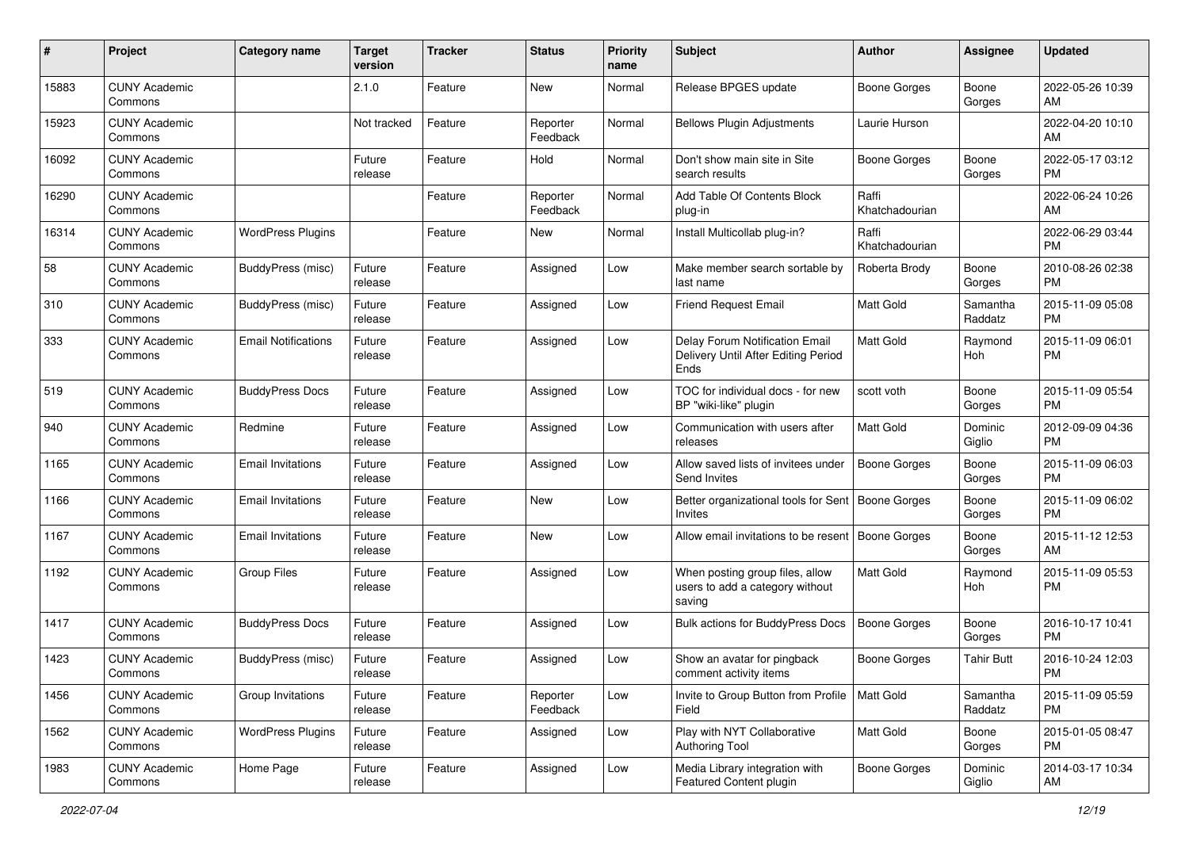| # | Project | Category name | Target version | Tracker | Status | Priority name | Subject | Author | Assignee | Updated |
|---|---|---|---|---|---|---|---|---|---|---|
| 15883 | CUNY Academic Commons | | 2.1.0 | Feature | New | Normal | Release BPGES update | Boone Gorges | Boone Gorges | 2022-05-26 10:39 AM |
| 15923 | CUNY Academic Commons | | Not tracked | Feature | Reporter Feedback | Normal | Bellows Plugin Adjustments | Laurie Hurson | | 2022-04-20 10:10 AM |
| 16092 | CUNY Academic Commons | | Future release | Feature | Hold | Normal | Don't show main site in Site search results | Boone Gorges | Boone Gorges | 2022-05-17 03:12 PM |
| 16290 | CUNY Academic Commons | | | Feature | Reporter Feedback | Normal | Add Table Of Contents Block plug-in | Raffi Khatchadourian | | 2022-06-24 10:26 AM |
| 16314 | CUNY Academic Commons | WordPress Plugins | | Feature | New | Normal | Install Multicollab plug-in? | Raffi Khatchadourian | | 2022-06-29 03:44 PM |
| 58 | CUNY Academic Commons | BuddyPress (misc) | Future release | Feature | Assigned | Low | Make member search sortable by last name | Roberta Brody | Boone Gorges | 2010-08-26 02:38 PM |
| 310 | CUNY Academic Commons | BuddyPress (misc) | Future release | Feature | Assigned | Low | Friend Request Email | Matt Gold | Samantha Raddatz | 2015-11-09 05:08 PM |
| 333 | CUNY Academic Commons | Email Notifications | Future release | Feature | Assigned | Low | Delay Forum Notification Email Delivery Until After Editing Period Ends | Matt Gold | Raymond Hoh | 2015-11-09 06:01 PM |
| 519 | CUNY Academic Commons | BuddyPress Docs | Future release | Feature | Assigned | Low | TOC for individual docs - for new BP "wiki-like" plugin | scott voth | Boone Gorges | 2015-11-09 05:54 PM |
| 940 | CUNY Academic Commons | Redmine | Future release | Feature | Assigned | Low | Communication with users after releases | Matt Gold | Dominic Giglio | 2012-09-09 04:36 PM |
| 1165 | CUNY Academic Commons | Email Invitations | Future release | Feature | Assigned | Low | Allow saved lists of invitees under Send Invites | Boone Gorges | Boone Gorges | 2015-11-09 06:03 PM |
| 1166 | CUNY Academic Commons | Email Invitations | Future release | Feature | New | Low | Better organizational tools for Sent Invites | Boone Gorges | Boone Gorges | 2015-11-09 06:02 PM |
| 1167 | CUNY Academic Commons | Email Invitations | Future release | Feature | New | Low | Allow email invitations to be resent | Boone Gorges | Boone Gorges | 2015-11-12 12:53 AM |
| 1192 | CUNY Academic Commons | Group Files | Future release | Feature | Assigned | Low | When posting group files, allow users to add a category without saving | Matt Gold | Raymond Hoh | 2015-11-09 05:53 PM |
| 1417 | CUNY Academic Commons | BuddyPress Docs | Future release | Feature | Assigned | Low | Bulk actions for BuddyPress Docs | Boone Gorges | Boone Gorges | 2016-10-17 10:41 PM |
| 1423 | CUNY Academic Commons | BuddyPress (misc) | Future release | Feature | Assigned | Low | Show an avatar for pingback comment activity items | Boone Gorges | Tahir Butt | 2016-10-24 12:03 PM |
| 1456 | CUNY Academic Commons | Group Invitations | Future release | Feature | Reporter Feedback | Low | Invite to Group Button from Profile Field | Matt Gold | Samantha Raddatz | 2015-11-09 05:59 PM |
| 1562 | CUNY Academic Commons | WordPress Plugins | Future release | Feature | Assigned | Low | Play with NYT Collaborative Authoring Tool | Matt Gold | Boone Gorges | 2015-01-05 08:47 PM |
| 1983 | CUNY Academic Commons | Home Page | Future release | Feature | Assigned | Low | Media Library integration with Featured Content plugin | Boone Gorges | Dominic Giglio | 2014-03-17 10:34 AM |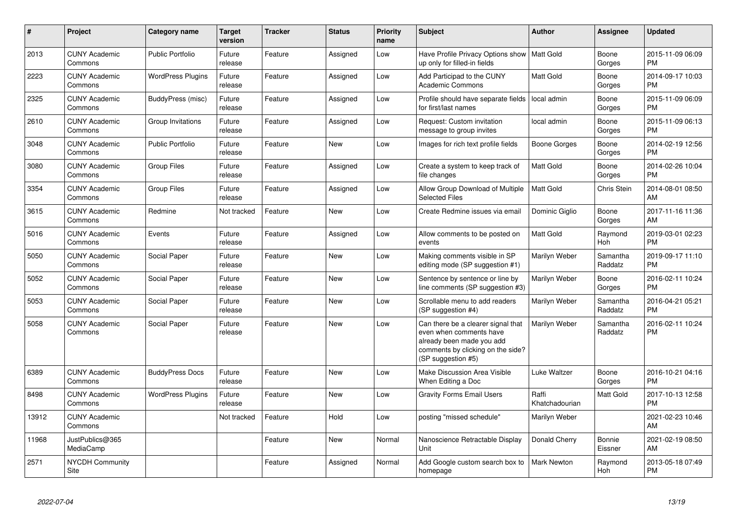| # | Project | Category name | Target version | Tracker | Status | Priority name | Subject | Author | Assignee | Updated |
|---|---|---|---|---|---|---|---|---|---|---|
| 2013 | CUNY Academic Commons | Public Portfolio | Future release | Feature | Assigned | Low | Have Profile Privacy Options show up only for filled-in fields | Matt Gold | Boone Gorges | 2015-11-09 06:09 PM |
| 2223 | CUNY Academic Commons | WordPress Plugins | Future release | Feature | Assigned | Low | Add Participad to the CUNY Academic Commons | Matt Gold | Boone Gorges | 2014-09-17 10:03 PM |
| 2325 | CUNY Academic Commons | BuddyPress (misc) | Future release | Feature | Assigned | Low | Profile should have separate fields for first/last names | local admin | Boone Gorges | 2015-11-09 06:09 PM |
| 2610 | CUNY Academic Commons | Group Invitations | Future release | Feature | Assigned | Low | Request: Custom invitation message to group invites | local admin | Boone Gorges | 2015-11-09 06:13 PM |
| 3048 | CUNY Academic Commons | Public Portfolio | Future release | Feature | New | Low | Images for rich text profile fields | Boone Gorges | Boone Gorges | 2014-02-19 12:56 PM |
| 3080 | CUNY Academic Commons | Group Files | Future release | Feature | Assigned | Low | Create a system to keep track of file changes | Matt Gold | Boone Gorges | 2014-02-26 10:04 PM |
| 3354 | CUNY Academic Commons | Group Files | Future release | Feature | Assigned | Low | Allow Group Download of Multiple Selected Files | Matt Gold | Chris Stein | 2014-08-01 08:50 AM |
| 3615 | CUNY Academic Commons | Redmine | Not tracked | Feature | New | Low | Create Redmine issues via email | Dominic Giglio | Boone Gorges | 2017-11-16 11:36 AM |
| 5016 | CUNY Academic Commons | Events | Future release | Feature | Assigned | Low | Allow comments to be posted on events | Matt Gold | Raymond Hoh | 2019-03-01 02:23 PM |
| 5050 | CUNY Academic Commons | Social Paper | Future release | Feature | New | Low | Making comments visible in SP editing mode (SP suggestion #1) | Marilyn Weber | Samantha Raddatz | 2019-09-17 11:10 PM |
| 5052 | CUNY Academic Commons | Social Paper | Future release | Feature | New | Low | Sentence by sentence or line by line comments (SP suggestion #3) | Marilyn Weber | Boone Gorges | 2016-02-11 10:24 PM |
| 5053 | CUNY Academic Commons | Social Paper | Future release | Feature | New | Low | Scrollable menu to add readers (SP suggestion #4) | Marilyn Weber | Samantha Raddatz | 2016-04-21 05:21 PM |
| 5058 | CUNY Academic Commons | Social Paper | Future release | Feature | New | Low | Can there be a clearer signal that even when comments have already been made you add comments by clicking on the side? (SP suggestion #5) | Marilyn Weber | Samantha Raddatz | 2016-02-11 10:24 PM |
| 6389 | CUNY Academic Commons | BuddyPress Docs | Future release | Feature | New | Low | Make Discussion Area Visible When Editing a Doc | Luke Waltzer | Boone Gorges | 2016-10-21 04:16 PM |
| 8498 | CUNY Academic Commons | WordPress Plugins | Future release | Feature | New | Low | Gravity Forms Email Users | Raffi Khatchadourian | Matt Gold | 2017-10-13 12:58 PM |
| 13912 | CUNY Academic Commons | | Not tracked | Feature | Hold | Low | posting "missed schedule" | Marilyn Weber | | 2021-02-23 10:46 AM |
| 11968 | JustPublics@365 MediaCamp | | | Feature | New | Normal | Nanoscience Retractable Display Unit | Donald Cherry | Bonnie Eissner | 2021-02-19 08:50 AM |
| 2571 | NYCDH Community Site | | | Feature | Assigned | Normal | Add Google custom search box to homepage | Mark Newton | Raymond Hoh | 2013-05-18 07:49 PM |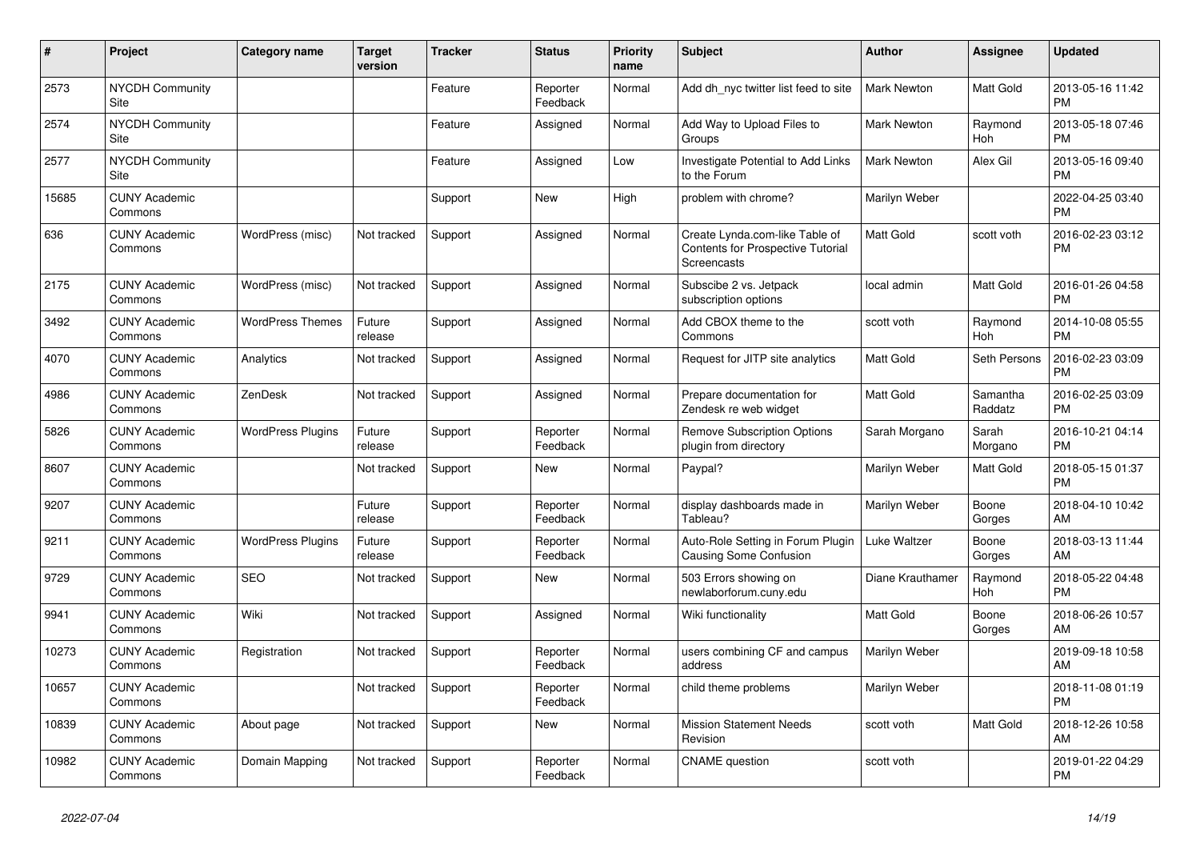| # | Project | Category name | Target version | Tracker | Status | Priority name | Subject | Author | Assignee | Updated |
|---|---|---|---|---|---|---|---|---|---|---|
| 2573 | NYCDH Community Site | | | Feature | Reporter Feedback | Normal | Add dh_nyc twitter list feed to site | Mark Newton | Matt Gold | 2013-05-16 11:42 PM |
| 2574 | NYCDH Community Site | | | Feature | Assigned | Normal | Add Way to Upload Files to Groups | Mark Newton | Raymond Hoh | 2013-05-18 07:46 PM |
| 2577 | NYCDH Community Site | | | Feature | Assigned | Low | Investigate Potential to Add Links to the Forum | Mark Newton | Alex Gil | 2013-05-16 09:40 PM |
| 15685 | CUNY Academic Commons | | | Support | New | High | problem with chrome? | Marilyn Weber | | 2022-04-25 03:40 PM |
| 636 | CUNY Academic Commons | WordPress (misc) | Not tracked | Support | Assigned | Normal | Create Lynda.com-like Table of Contents for Prospective Tutorial Screencasts | Matt Gold | scott voth | 2016-02-23 03:12 PM |
| 2175 | CUNY Academic Commons | WordPress (misc) | Not tracked | Support | Assigned | Normal | Subscibe 2 vs. Jetpack subscription options | local admin | Matt Gold | 2016-01-26 04:58 PM |
| 3492 | CUNY Academic Commons | WordPress Themes | Future release | Support | Assigned | Normal | Add CBOX theme to the Commons | scott voth | Raymond Hoh | 2014-10-08 05:55 PM |
| 4070 | CUNY Academic Commons | Analytics | Not tracked | Support | Assigned | Normal | Request for JITP site analytics | Matt Gold | Seth Persons | 2016-02-23 03:09 PM |
| 4986 | CUNY Academic Commons | ZenDesk | Not tracked | Support | Assigned | Normal | Prepare documentation for Zendesk re web widget | Matt Gold | Samantha Raddatz | 2016-02-25 03:09 PM |
| 5826 | CUNY Academic Commons | WordPress Plugins | Future release | Support | Reporter Feedback | Normal | Remove Subscription Options plugin from directory | Sarah Morgano | Sarah Morgano | 2016-10-21 04:14 PM |
| 8607 | CUNY Academic Commons | | Not tracked | Support | New | Normal | Paypal? | Marilyn Weber | Matt Gold | 2018-05-15 01:37 PM |
| 9207 | CUNY Academic Commons | | Future release | Support | Reporter Feedback | Normal | display dashboards made in Tableau? | Marilyn Weber | Boone Gorges | 2018-04-10 10:42 AM |
| 9211 | CUNY Academic Commons | WordPress Plugins | Future release | Support | Reporter Feedback | Normal | Auto-Role Setting in Forum Plugin Causing Some Confusion | Luke Waltzer | Boone Gorges | 2018-03-13 11:44 AM |
| 9729 | CUNY Academic Commons | SEO | Not tracked | Support | New | Normal | 503 Errors showing on newlaborforum.cuny.edu | Diane Krauthamer | Raymond Hoh | 2018-05-22 04:48 PM |
| 9941 | CUNY Academic Commons | Wiki | Not tracked | Support | Assigned | Normal | Wiki functionality | Matt Gold | Boone Gorges | 2018-06-26 10:57 AM |
| 10273 | CUNY Academic Commons | Registration | Not tracked | Support | Reporter Feedback | Normal | users combining CF and campus address | Marilyn Weber | | 2019-09-18 10:58 AM |
| 10657 | CUNY Academic Commons | | Not tracked | Support | Reporter Feedback | Normal | child theme problems | Marilyn Weber | | 2018-11-08 01:19 PM |
| 10839 | CUNY Academic Commons | About page | Not tracked | Support | New | Normal | Mission Statement Needs Revision | scott voth | Matt Gold | 2018-12-26 10:58 AM |
| 10982 | CUNY Academic Commons | Domain Mapping | Not tracked | Support | Reporter Feedback | Normal | CNAME question | scott voth | | 2019-01-22 04:29 PM |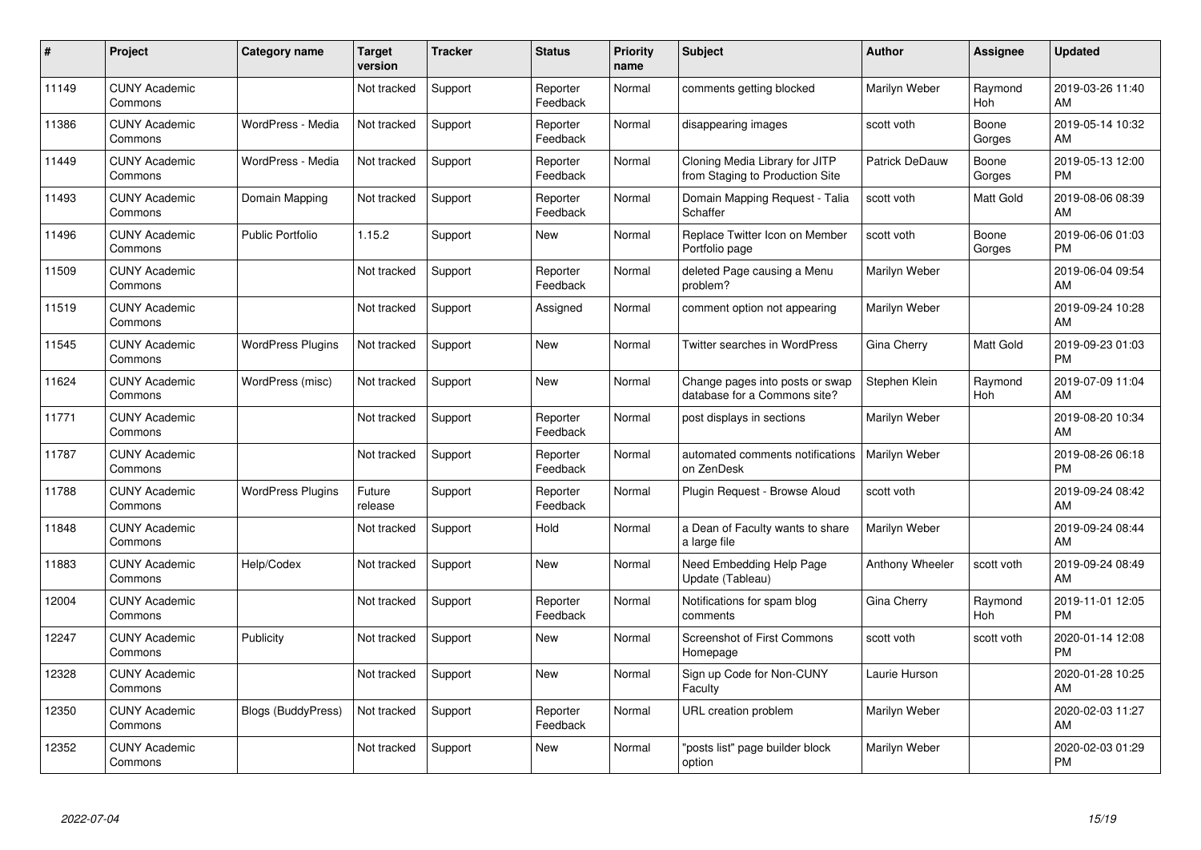| # | Project | Category name | Target version | Tracker | Status | Priority name | Subject | Author | Assignee | Updated |
|---|---|---|---|---|---|---|---|---|---|---|
| 11149 | CUNY Academic Commons | | Not tracked | Support | Reporter Feedback | Normal | comments getting blocked | Marilyn Weber | Raymond Hoh | 2019-03-26 11:40 AM |
| 11386 | CUNY Academic Commons | WordPress - Media | Not tracked | Support | Reporter Feedback | Normal | disappearing images | scott voth | Boone Gorges | 2019-05-14 10:32 AM |
| 11449 | CUNY Academic Commons | WordPress - Media | Not tracked | Support | Reporter Feedback | Normal | Cloning Media Library for JITP from Staging to Production Site | Patrick DeDauw | Boone Gorges | 2019-05-13 12:00 PM |
| 11493 | CUNY Academic Commons | Domain Mapping | Not tracked | Support | Reporter Feedback | Normal | Domain Mapping Request - Talia Schaffer | scott voth | Matt Gold | 2019-08-06 08:39 AM |
| 11496 | CUNY Academic Commons | Public Portfolio | 1.15.2 | Support | New | Normal | Replace Twitter Icon on Member Portfolio page | scott voth | Boone Gorges | 2019-06-06 01:03 PM |
| 11509 | CUNY Academic Commons | | Not tracked | Support | Reporter Feedback | Normal | deleted Page causing a Menu problem? | Marilyn Weber | | 2019-06-04 09:54 AM |
| 11519 | CUNY Academic Commons | | Not tracked | Support | Assigned | Normal | comment option not appearing | Marilyn Weber | | 2019-09-24 10:28 AM |
| 11545 | CUNY Academic Commons | WordPress Plugins | Not tracked | Support | New | Normal | Twitter searches in WordPress | Gina Cherry | Matt Gold | 2019-09-23 01:03 PM |
| 11624 | CUNY Academic Commons | WordPress (misc) | Not tracked | Support | New | Normal | Change pages into posts or swap database for a Commons site? | Stephen Klein | Raymond Hoh | 2019-07-09 11:04 AM |
| 11771 | CUNY Academic Commons | | Not tracked | Support | Reporter Feedback | Normal | post displays in sections | Marilyn Weber | | 2019-08-20 10:34 AM |
| 11787 | CUNY Academic Commons | | Not tracked | Support | Reporter Feedback | Normal | automated comments notifications on ZenDesk | Marilyn Weber | | 2019-08-26 06:18 PM |
| 11788 | CUNY Academic Commons | WordPress Plugins | Future release | Support | Reporter Feedback | Normal | Plugin Request - Browse Aloud | scott voth | | 2019-09-24 08:42 AM |
| 11848 | CUNY Academic Commons | | Not tracked | Support | Hold | Normal | a Dean of Faculty wants to share a large file | Marilyn Weber | | 2019-09-24 08:44 AM |
| 11883 | CUNY Academic Commons | Help/Codex | Not tracked | Support | New | Normal | Need Embedding Help Page Update (Tableau) | Anthony Wheeler | scott voth | 2019-09-24 08:49 AM |
| 12004 | CUNY Academic Commons | | Not tracked | Support | Reporter Feedback | Normal | Notifications for spam blog comments | Gina Cherry | Raymond Hoh | 2019-11-01 12:05 PM |
| 12247 | CUNY Academic Commons | Publicity | Not tracked | Support | New | Normal | Screenshot of First Commons Homepage | scott voth | scott voth | 2020-01-14 12:08 PM |
| 12328 | CUNY Academic Commons | | Not tracked | Support | New | Normal | Sign up Code for Non-CUNY Faculty | Laurie Hurson | | 2020-01-28 10:25 AM |
| 12350 | CUNY Academic Commons | Blogs (BuddyPress) | Not tracked | Support | Reporter Feedback | Normal | URL creation problem | Marilyn Weber | | 2020-02-03 11:27 AM |
| 12352 | CUNY Academic Commons | | Not tracked | Support | New | Normal | "posts list" page builder block option | Marilyn Weber | | 2020-02-03 01:29 PM |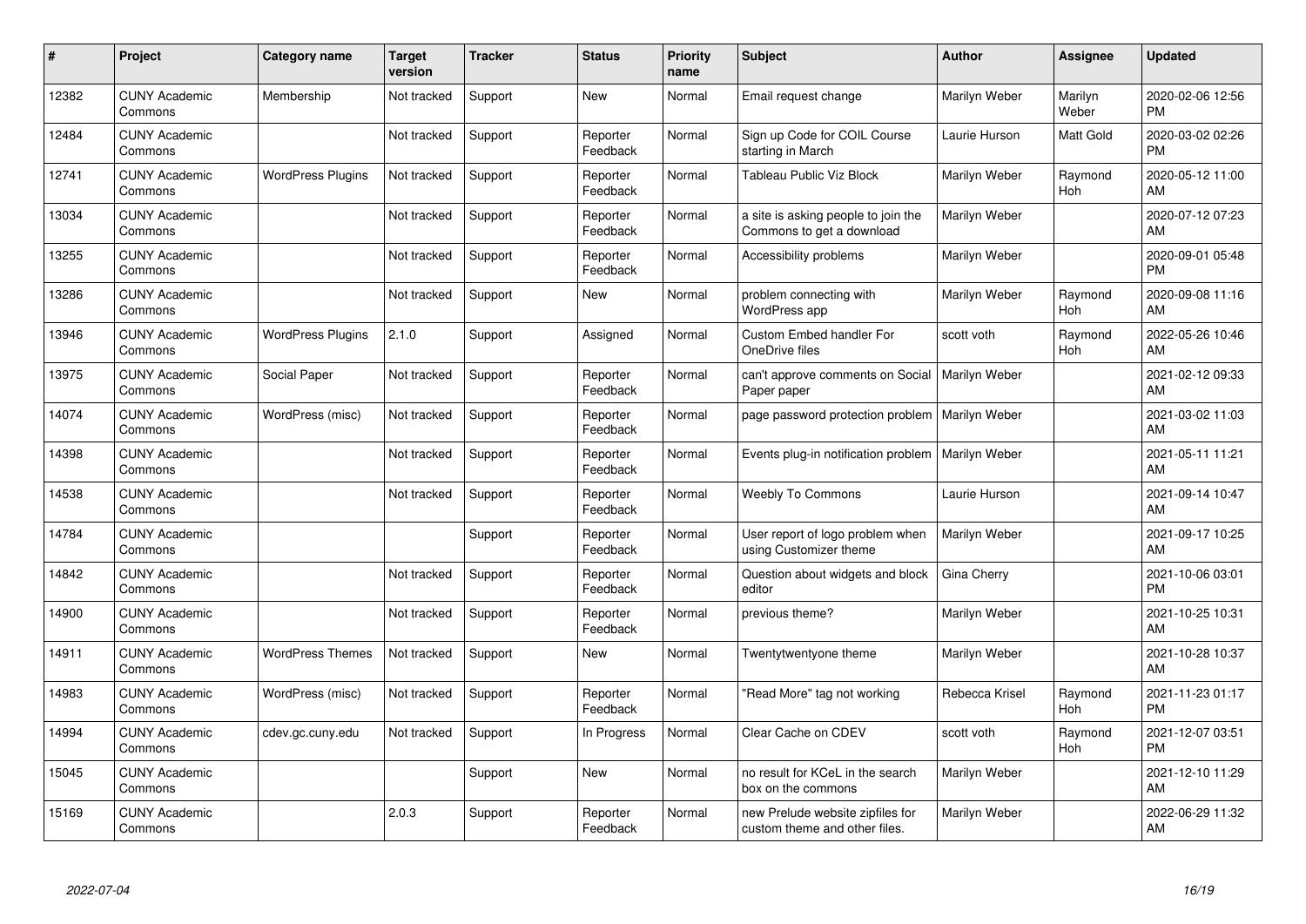| # | Project | Category name | Target version | Tracker | Status | Priority name | Subject | Author | Assignee | Updated |
|---|---|---|---|---|---|---|---|---|---|---|
| 12382 | CUNY Academic Commons | Membership | Not tracked | Support | New | Normal | Email request change | Marilyn Weber | Marilyn Weber | 2020-02-06 12:56 PM |
| 12484 | CUNY Academic Commons | | Not tracked | Support | Reporter Feedback | Normal | Sign up Code for COIL Course starting in March | Laurie Hurson | Matt Gold | 2020-03-02 02:26 PM |
| 12741 | CUNY Academic Commons | WordPress Plugins | Not tracked | Support | Reporter Feedback | Normal | Tableau Public Viz Block | Marilyn Weber | Raymond Hoh | 2020-05-12 11:00 AM |
| 13034 | CUNY Academic Commons | | Not tracked | Support | Reporter Feedback | Normal | a site is asking people to join the Commons to get a download | Marilyn Weber | | 2020-07-12 07:23 AM |
| 13255 | CUNY Academic Commons | | Not tracked | Support | Reporter Feedback | Normal | Accessibility problems | Marilyn Weber | | 2020-09-01 05:48 PM |
| 13286 | CUNY Academic Commons | | Not tracked | Support | New | Normal | problem connecting with WordPress app | Marilyn Weber | Raymond Hoh | 2020-09-08 11:16 AM |
| 13946 | CUNY Academic Commons | WordPress Plugins | 2.1.0 | Support | Assigned | Normal | Custom Embed handler For OneDrive files | scott voth | Raymond Hoh | 2022-05-26 10:46 AM |
| 13975 | CUNY Academic Commons | Social Paper | Not tracked | Support | Reporter Feedback | Normal | can't approve comments on Social Paper paper | Marilyn Weber | | 2021-02-12 09:33 AM |
| 14074 | CUNY Academic Commons | WordPress (misc) | Not tracked | Support | Reporter Feedback | Normal | page password protection problem | Marilyn Weber | | 2021-03-02 11:03 AM |
| 14398 | CUNY Academic Commons | | Not tracked | Support | Reporter Feedback | Normal | Events plug-in notification problem | Marilyn Weber | | 2021-05-11 11:21 AM |
| 14538 | CUNY Academic Commons | | Not tracked | Support | Reporter Feedback | Normal | Weebly To Commons | Laurie Hurson | | 2021-09-14 10:47 AM |
| 14784 | CUNY Academic Commons | | | Support | Reporter Feedback | Normal | User report of logo problem when using Customizer theme | Marilyn Weber | | 2021-09-17 10:25 AM |
| 14842 | CUNY Academic Commons | | Not tracked | Support | Reporter Feedback | Normal | Question about widgets and block editor | Gina Cherry | | 2021-10-06 03:01 PM |
| 14900 | CUNY Academic Commons | | Not tracked | Support | Reporter Feedback | Normal | previous theme? | Marilyn Weber | | 2021-10-25 10:31 AM |
| 14911 | CUNY Academic Commons | WordPress Themes | Not tracked | Support | New | Normal | Twentytwentyone theme | Marilyn Weber | | 2021-10-28 10:37 AM |
| 14983 | CUNY Academic Commons | WordPress (misc) | Not tracked | Support | Reporter Feedback | Normal | "Read More" tag not working | Rebecca Krisel | Raymond Hoh | 2021-11-23 01:17 PM |
| 14994 | CUNY Academic Commons | cdev.gc.cuny.edu | Not tracked | Support | In Progress | Normal | Clear Cache on CDEV | scott voth | Raymond Hoh | 2021-12-07 03:51 PM |
| 15045 | CUNY Academic Commons | | | Support | New | Normal | no result for KCeL in the search box on the commons | Marilyn Weber | | 2021-12-10 11:29 AM |
| 15169 | CUNY Academic Commons | | 2.0.3 | Support | Reporter Feedback | Normal | new Prelude website zipfiles for custom theme and other files. | Marilyn Weber | | 2022-06-29 11:32 AM |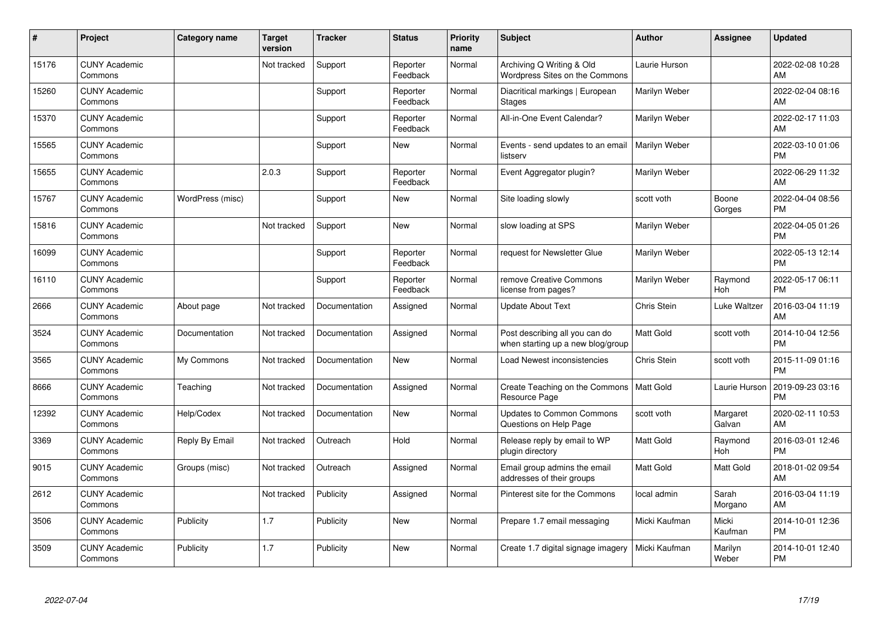| # | Project | Category name | Target version | Tracker | Status | Priority name | Subject | Author | Assignee | Updated |
|---|---|---|---|---|---|---|---|---|---|---|
| 15176 | CUNY Academic Commons | | Not tracked | Support | Reporter Feedback | Normal | Archiving Q Writing & Old Wordpress Sites on the Commons | Laurie Hurson | | 2022-02-08 10:28 AM |
| 15260 | CUNY Academic Commons | | | Support | Reporter Feedback | Normal | Diacritical markings \| European Stages | Marilyn Weber | | 2022-02-04 08:16 AM |
| 15370 | CUNY Academic Commons | | | Support | Reporter Feedback | Normal | All-in-One Event Calendar? | Marilyn Weber | | 2022-02-17 11:03 AM |
| 15565 | CUNY Academic Commons | | | Support | New | Normal | Events - send updates to an email listserv | Marilyn Weber | | 2022-03-10 01:06 PM |
| 15655 | CUNY Academic Commons | | 2.0.3 | Support | Reporter Feedback | Normal | Event Aggregator plugin? | Marilyn Weber | | 2022-06-29 11:32 AM |
| 15767 | CUNY Academic Commons | WordPress (misc) | | Support | New | Normal | Site loading slowly | scott voth | Boone Gorges | 2022-04-04 08:56 PM |
| 15816 | CUNY Academic Commons | | Not tracked | Support | New | Normal | slow loading at SPS | Marilyn Weber | | 2022-04-05 01:26 PM |
| 16099 | CUNY Academic Commons | | | Support | Reporter Feedback | Normal | request for Newsletter Glue | Marilyn Weber | | 2022-05-13 12:14 PM |
| 16110 | CUNY Academic Commons | | | Support | Reporter Feedback | Normal | remove Creative Commons license from pages? | Marilyn Weber | Raymond Hoh | 2022-05-17 06:11 PM |
| 2666 | CUNY Academic Commons | About page | Not tracked | Documentation | Assigned | Normal | Update About Text | Chris Stein | Luke Waltzer | 2016-03-04 11:19 AM |
| 3524 | CUNY Academic Commons | Documentation | Not tracked | Documentation | Assigned | Normal | Post describing all you can do when starting up a new blog/group | Matt Gold | scott voth | 2014-10-04 12:56 PM |
| 3565 | CUNY Academic Commons | My Commons | Not tracked | Documentation | New | Normal | Load Newest inconsistencies | Chris Stein | scott voth | 2015-11-09 01:16 PM |
| 8666 | CUNY Academic Commons | Teaching | Not tracked | Documentation | Assigned | Normal | Create Teaching on the Commons Resource Page | Matt Gold | Laurie Hurson | 2019-09-23 03:16 PM |
| 12392 | CUNY Academic Commons | Help/Codex | Not tracked | Documentation | New | Normal | Updates to Common Commons Questions on Help Page | scott voth | Margaret Galvan | 2020-02-11 10:53 AM |
| 3369 | CUNY Academic Commons | Reply By Email | Not tracked | Outreach | Hold | Normal | Release reply by email to WP plugin directory | Matt Gold | Raymond Hoh | 2016-03-01 12:46 PM |
| 9015 | CUNY Academic Commons | Groups (misc) | Not tracked | Outreach | Assigned | Normal | Email group admins the email addresses of their groups | Matt Gold | Matt Gold | 2018-01-02 09:54 AM |
| 2612 | CUNY Academic Commons | | Not tracked | Publicity | Assigned | Normal | Pinterest site for the Commons | local admin | Sarah Morgano | 2016-03-04 11:19 AM |
| 3506 | CUNY Academic Commons | Publicity | 1.7 | Publicity | New | Normal | Prepare 1.7 email messaging | Micki Kaufman | Micki Kaufman | 2014-10-01 12:36 PM |
| 3509 | CUNY Academic Commons | Publicity | 1.7 | Publicity | New | Normal | Create 1.7 digital signage imagery | Micki Kaufman | Marilyn Weber | 2014-10-01 12:40 PM |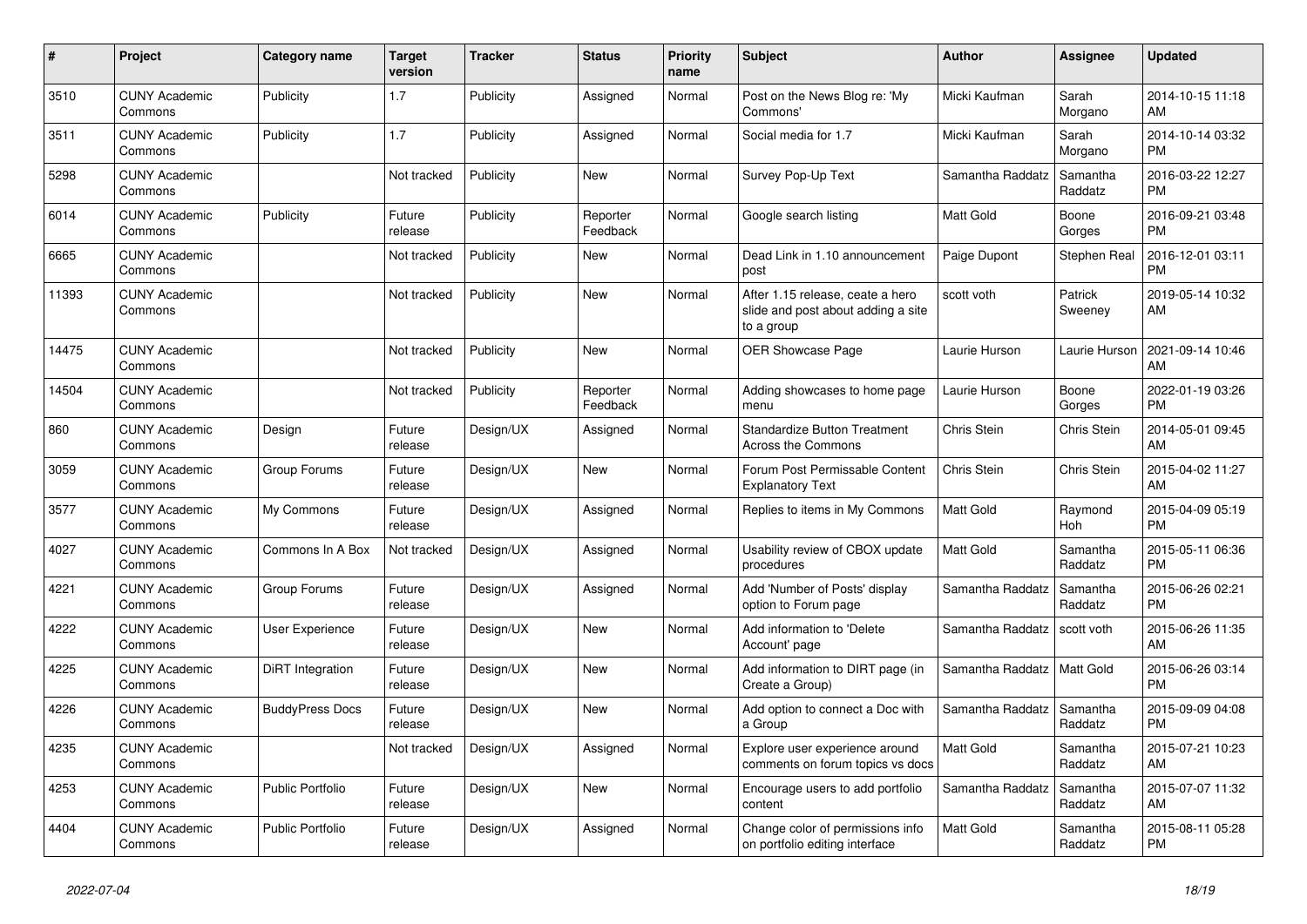| # | Project | Category name | Target version | Tracker | Status | Priority name | Subject | Author | Assignee | Updated |
|---|---|---|---|---|---|---|---|---|---|---|
| 3510 | CUNY Academic Commons | Publicity | 1.7 | Publicity | Assigned | Normal | Post on the News Blog re: 'My Commons' | Micki Kaufman | Sarah Morgano | 2014-10-15 11:18 AM |
| 3511 | CUNY Academic Commons | Publicity | 1.7 | Publicity | Assigned | Normal | Social media for 1.7 | Micki Kaufman | Sarah Morgano | 2014-10-14 03:32 PM |
| 5298 | CUNY Academic Commons | | Not tracked | Publicity | New | Normal | Survey Pop-Up Text | Samantha Raddatz | Samantha Raddatz | 2016-03-22 12:27 PM |
| 6014 | CUNY Academic Commons | Publicity | Future release | Publicity | Reporter Feedback | Normal | Google search listing | Matt Gold | Boone Gorges | 2016-09-21 03:48 PM |
| 6665 | CUNY Academic Commons | | Not tracked | Publicity | New | Normal | Dead Link in 1.10 announcement post | Paige Dupont | Stephen Real | 2016-12-01 03:11 PM |
| 11393 | CUNY Academic Commons | | Not tracked | Publicity | New | Normal | After 1.15 release, ceate a hero slide and post about adding a site to a group | scott voth | Patrick Sweeney | 2019-05-14 10:32 AM |
| 14475 | CUNY Academic Commons | | Not tracked | Publicity | New | Normal | OER Showcase Page | Laurie Hurson | Laurie Hurson | 2021-09-14 10:46 AM |
| 14504 | CUNY Academic Commons | | Not tracked | Publicity | Reporter Feedback | Normal | Adding showcases to home page menu | Laurie Hurson | Boone Gorges | 2022-01-19 03:26 PM |
| 860 | CUNY Academic Commons | Design | Future release | Design/UX | Assigned | Normal | Standardize Button Treatment Across the Commons | Chris Stein | Chris Stein | 2014-05-01 09:45 AM |
| 3059 | CUNY Academic Commons | Group Forums | Future release | Design/UX | New | Normal | Forum Post Permissable Content Explanatory Text | Chris Stein | Chris Stein | 2015-04-02 11:27 AM |
| 3577 | CUNY Academic Commons | My Commons | Future release | Design/UX | Assigned | Normal | Replies to items in My Commons | Matt Gold | Raymond Hoh | 2015-04-09 05:19 PM |
| 4027 | CUNY Academic Commons | Commons In A Box | Not tracked | Design/UX | Assigned | Normal | Usability review of CBOX update procedures | Matt Gold | Samantha Raddatz | 2015-05-11 06:36 PM |
| 4221 | CUNY Academic Commons | Group Forums | Future release | Design/UX | Assigned | Normal | Add 'Number of Posts' display option to Forum page | Samantha Raddatz | Samantha Raddatz | 2015-06-26 02:21 PM |
| 4222 | CUNY Academic Commons | User Experience | Future release | Design/UX | New | Normal | Add information to 'Delete Account' page | Samantha Raddatz | scott voth | 2015-06-26 11:35 AM |
| 4225 | CUNY Academic Commons | DiRT Integration | Future release | Design/UX | New | Normal | Add information to DIRT page (in Create a Group) | Samantha Raddatz | Matt Gold | 2015-06-26 03:14 PM |
| 4226 | CUNY Academic Commons | BuddyPress Docs | Future release | Design/UX | New | Normal | Add option to connect a Doc with a Group | Samantha Raddatz | Samantha Raddatz | 2015-09-09 04:08 PM |
| 4235 | CUNY Academic Commons | | Not tracked | Design/UX | Assigned | Normal | Explore user experience around comments on forum topics vs docs | Matt Gold | Samantha Raddatz | 2015-07-21 10:23 AM |
| 4253 | CUNY Academic Commons | Public Portfolio | Future release | Design/UX | New | Normal | Encourage users to add portfolio content | Samantha Raddatz | Samantha Raddatz | 2015-07-07 11:32 AM |
| 4404 | CUNY Academic Commons | Public Portfolio | Future release | Design/UX | Assigned | Normal | Change color of permissions info on portfolio editing interface | Matt Gold | Samantha Raddatz | 2015-08-11 05:28 PM |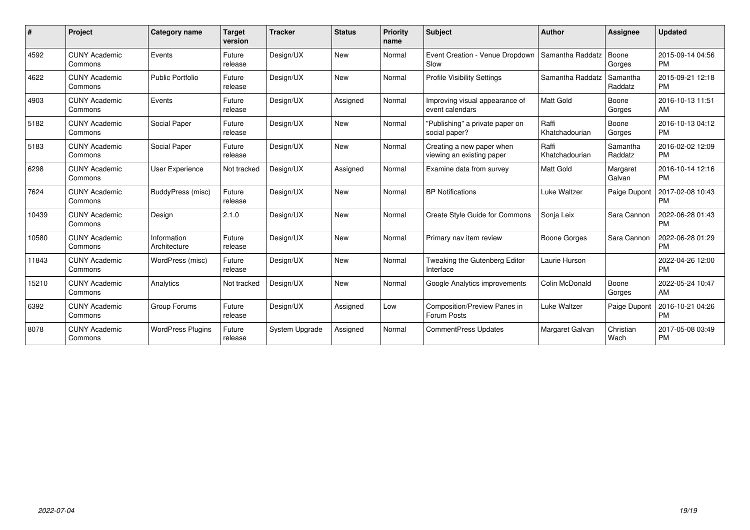| # | Project | Category name | Target version | Tracker | Status | Priority name | Subject | Author | Assignee | Updated |
|---|---|---|---|---|---|---|---|---|---|---|
| 4592 | CUNY Academic Commons | Events | Future release | Design/UX | New | Normal | Event Creation - Venue Dropdown Slow | Samantha Raddatz | Boone Gorges | 2015-09-14 04:56 PM |
| 4622 | CUNY Academic Commons | Public Portfolio | Future release | Design/UX | New | Normal | Profile Visibility Settings | Samantha Raddatz | Samantha Raddatz | 2015-09-21 12:18 PM |
| 4903 | CUNY Academic Commons | Events | Future release | Design/UX | Assigned | Normal | Improving visual appearance of event calendars | Matt Gold | Boone Gorges | 2016-10-13 11:51 AM |
| 5182 | CUNY Academic Commons | Social Paper | Future release | Design/UX | New | Normal | "Publishing" a private paper on social paper? | Raffi Khatchadourian | Boone Gorges | 2016-10-13 04:12 PM |
| 5183 | CUNY Academic Commons | Social Paper | Future release | Design/UX | New | Normal | Creating a new paper when viewing an existing paper | Raffi Khatchadourian | Samantha Raddatz | 2016-02-02 12:09 PM |
| 6298 | CUNY Academic Commons | User Experience | Not tracked | Design/UX | Assigned | Normal | Examine data from survey | Matt Gold | Margaret Galvan | 2016-10-14 12:16 PM |
| 7624 | CUNY Academic Commons | BuddyPress (misc) | Future release | Design/UX | New | Normal | BP Notifications | Luke Waltzer | Paige Dupont | 2017-02-08 10:43 PM |
| 10439 | CUNY Academic Commons | Design | 2.1.0 | Design/UX | New | Normal | Create Style Guide for Commons | Sonja Leix | Sara Cannon | 2022-06-28 01:43 PM |
| 10580 | CUNY Academic Commons | Information Architecture | Future release | Design/UX | New | Normal | Primary nav item review | Boone Gorges | Sara Cannon | 2022-06-28 01:29 PM |
| 11843 | CUNY Academic Commons | WordPress (misc) | Future release | Design/UX | New | Normal | Tweaking the Gutenberg Editor Interface | Laurie Hurson | | 2022-04-26 12:00 PM |
| 15210 | CUNY Academic Commons | Analytics | Not tracked | Design/UX | New | Normal | Google Analytics improvements | Colin McDonald | Boone Gorges | 2022-05-24 10:47 AM |
| 6392 | CUNY Academic Commons | Group Forums | Future release | Design/UX | Assigned | Low | Composition/Preview Panes in Forum Posts | Luke Waltzer | Paige Dupont | 2016-10-21 04:26 PM |
| 8078 | CUNY Academic Commons | WordPress Plugins | Future release | System Upgrade | Assigned | Normal | CommentPress Updates | Margaret Galvan | Christian Wach | 2017-05-08 03:49 PM |